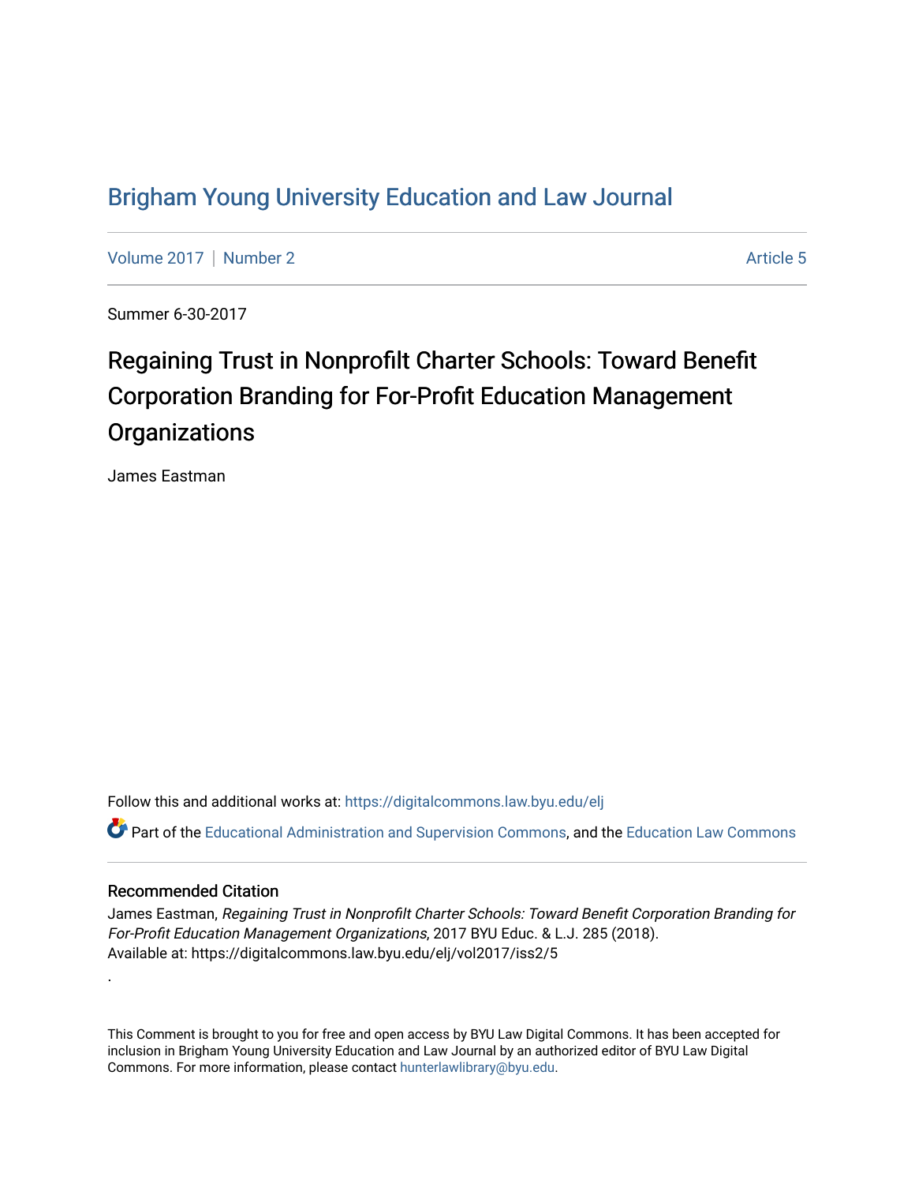# Brigham Young University Education and Law Journal

Volume 2017 | Number 2 Article 5

Summer 6-30-2017

## Regaining Trust in Nonprofilt Charter Schools: Toward Benefit Corporation Branding for For-Profit Education Management Organizations

James Eastman

Follow this and additional works at: https://digitalcommons.law.byu.edu/elj

Part of the Educational Administration and Supervision Commons, and the Education Law Commons

### Recommended Citation

James Eastman, *Regaining Trust in Nonprofilt Charter Schools: Toward Benefit Corporation Branding for For-Profit Education Management Organizations*, 2017 BYU Educ. & L.J. 285 (2018).
Available at: https://digitalcommons.law.byu.edu/elj/vol2017/iss2/5

.

This Comment is brought to you for free and open access by BYU Law Digital Commons. It has been accepted for inclusion in Brigham Young University Education and Law Journal by an authorized editor of BYU Law Digital Commons. For more information, please contact hunterlawlibrary@byu.edu.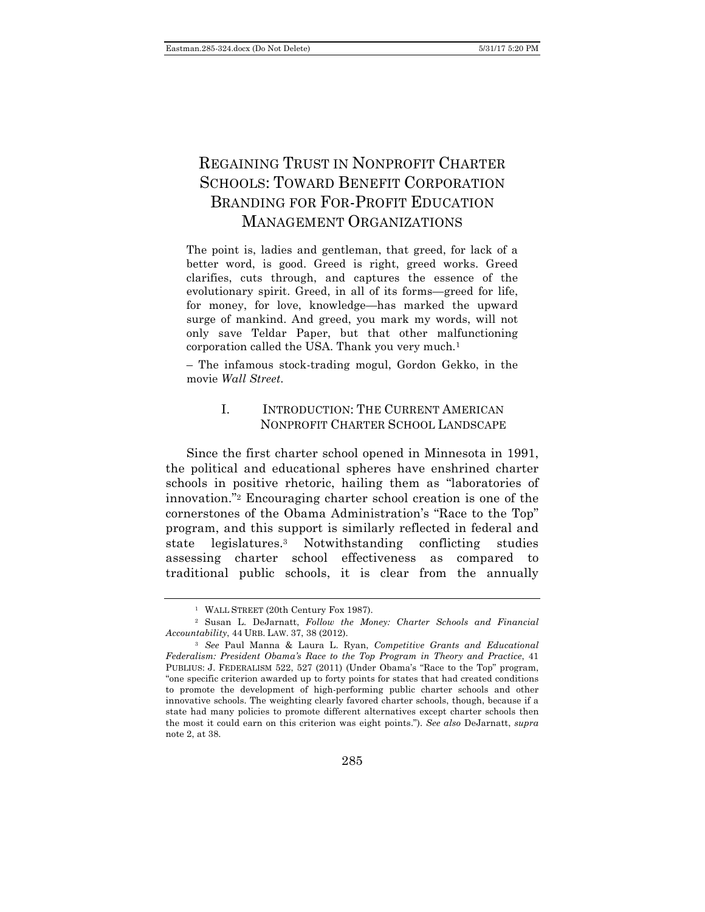# REGAINING TRUST IN NONPROFIT CHARTER SCHOOLS: TOWARD BENEFIT CORPORATION BRANDING FOR FOR-PROFIT EDUCATION MANAGEMENT ORGANIZATIONS

> The point is, ladies and gentleman, that greed, for lack of a better word, is good. Greed is right, greed works. Greed clarifies, cuts through, and captures the essence of the evolutionary spirit. Greed, in all of its forms—greed for life, for money, for love, knowledge—has marked the upward surge of mankind. And greed, you mark my words, will not only save Teldar Paper, but that other malfunctioning corporation called the USA. Thank you very much.[1]
>
> – The infamous stock-trading mogul, Gordon Gekko, in the movie *Wall Street*.

## I. INTRODUCTION: THE CURRENT AMERICAN NONPROFIT CHARTER SCHOOL LANDSCAPE

Since the first charter school opened in Minnesota in 1991, the political and educational spheres have enshrined charter schools in positive rhetoric, hailing them as "laboratories of innovation."[2] Encouraging charter school creation is one of the cornerstones of the Obama Administration's "Race to the Top" program, and this support is similarly reflected in federal and state legislatures.[3] Notwithstanding conflicting studies assessing charter school effectiveness as compared to traditional public schools, it is clear from the annually

---

[1] WALL STREET (20th Century Fox 1987).

[2] Susan L. DeJarnatt, *Follow the Money: Charter Schools and Financial Accountability*, 44 URB. LAW. 37, 38 (2012).

[3] *See* Paul Manna & Laura L. Ryan, *Competitive Grants and Educational Federalism: President Obama's Race to the Top Program in Theory and Practice*, 41 PUBLIUS: J. FEDERALISM 522, 527 (2011) (Under Obama's "Race to the Top" program, "one specific criterion awarded up to forty points for states that had created conditions to promote the development of high-performing public charter schools and other innovative schools. The weighting clearly favored charter schools, though, because if a state had many policies to promote different alternatives except charter schools then the most it could earn on this criterion was eight points."). *See also* DeJarnatt, *supra* note 2, at 38.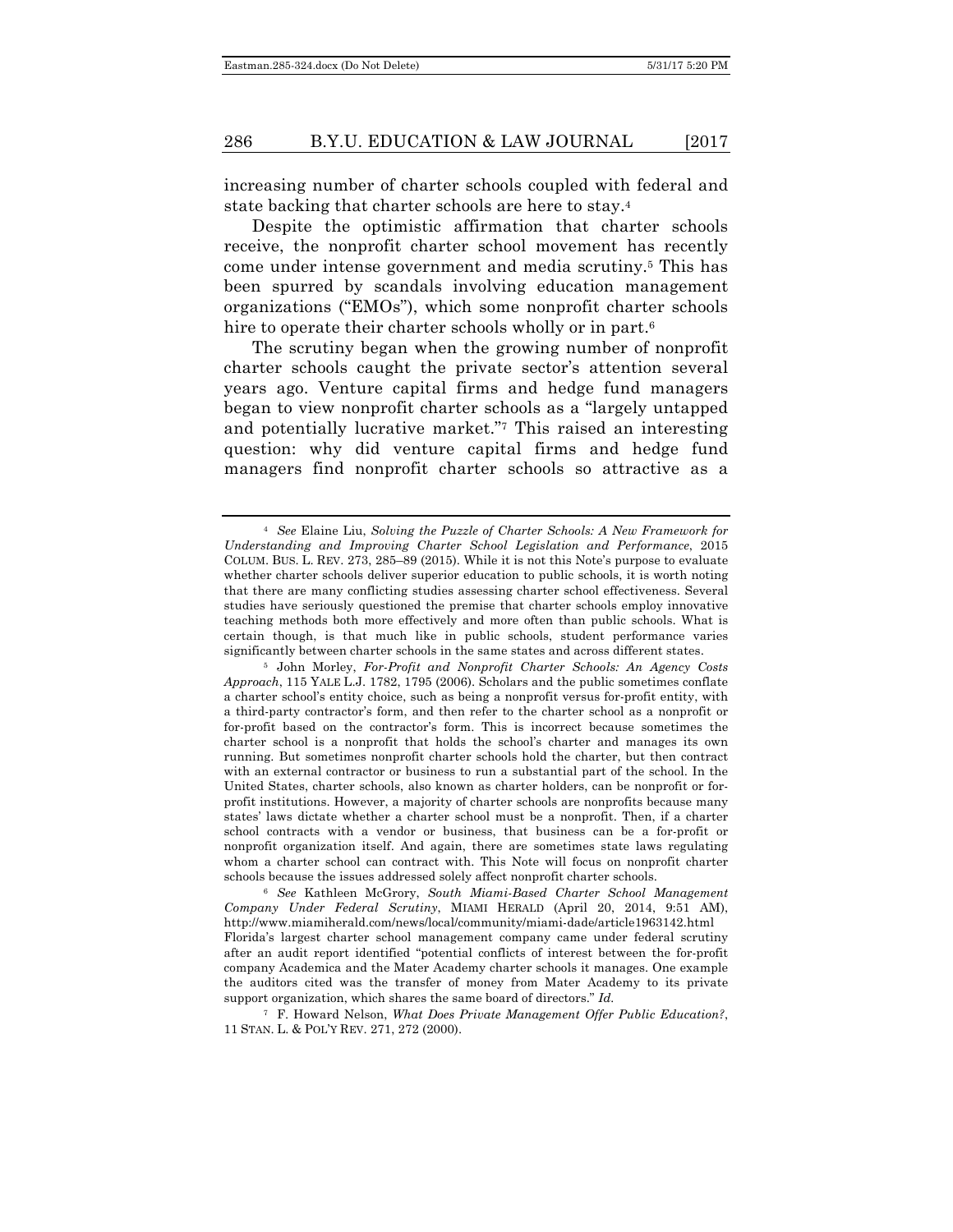increasing number of charter schools coupled with federal and state backing that charter schools are here to stay.[4]

Despite the optimistic affirmation that charter schools receive, the nonprofit charter school movement has recently come under intense government and media scrutiny.[5] This has been spurred by scandals involving education management organizations ("EMOs"), which some nonprofit charter schools hire to operate their charter schools wholly or in part.[6]

The scrutiny began when the growing number of nonprofit charter schools caught the private sector's attention several years ago. Venture capital firms and hedge fund managers began to view nonprofit charter schools as a "largely untapped and potentially lucrative market."[7] This raised an interesting question: why did venture capital firms and hedge fund managers find nonprofit charter schools so attractive as a

---

[4] *See* Elaine Liu, *Solving the Puzzle of Charter Schools: A New Framework for Understanding and Improving Charter School Legislation and Performance*, 2015 COLUM. BUS. L. REV. 273, 285–89 (2015). While it is not this Note's purpose to evaluate whether charter schools deliver superior education to public schools, it is worth noting that there are many conflicting studies assessing charter school effectiveness. Several studies have seriously questioned the premise that charter schools employ innovative teaching methods both more effectively and more often than public schools. What is certain though, is that much like in public schools, student performance varies significantly between charter schools in the same states and across different states.

[5] John Morley, *For-Profit and Nonprofit Charter Schools: An Agency Costs Approach*, 115 YALE L.J. 1782, 1795 (2006). Scholars and the public sometimes conflate a charter school's entity choice, such as being a nonprofit versus for-profit entity, with a third-party contractor's form, and then refer to the charter school as a nonprofit or for-profit based on the contractor's form. This is incorrect because sometimes the charter school is a nonprofit that holds the school's charter and manages its own running. But sometimes nonprofit charter schools hold the charter, but then contract with an external contractor or business to run a substantial part of the school. In the United States, charter schools, also known as charter holders, can be nonprofit or for-profit institutions. However, a majority of charter schools are nonprofits because many states' laws dictate whether a charter school must be a nonprofit. Then, if a charter school contracts with a vendor or business, that business can be a for-profit or nonprofit organization itself. And again, there are sometimes state laws regulating whom a charter school can contract with. This Note will focus on nonprofit charter schools because the issues addressed solely affect nonprofit charter schools.

[6] *See* Kathleen McGrory, *South Miami-Based Charter School Management Company Under Federal Scrutiny*, MIAMI HERALD (April 20, 2014, 9:51 AM), http://www.miamiherald.com/news/local/community/miami-dade/article1963142.html Florida's largest charter school management company came under federal scrutiny after an audit report identified "potential conflicts of interest between the for-profit company Academica and the Mater Academy charter schools it manages. One example the auditors cited was the transfer of money from Mater Academy to its private support organization, which shares the same board of directors." *Id.*

[7] F. Howard Nelson, *What Does Private Management Offer Public Education?*, 11 STAN. L. & POL'Y REV. 271, 272 (2000).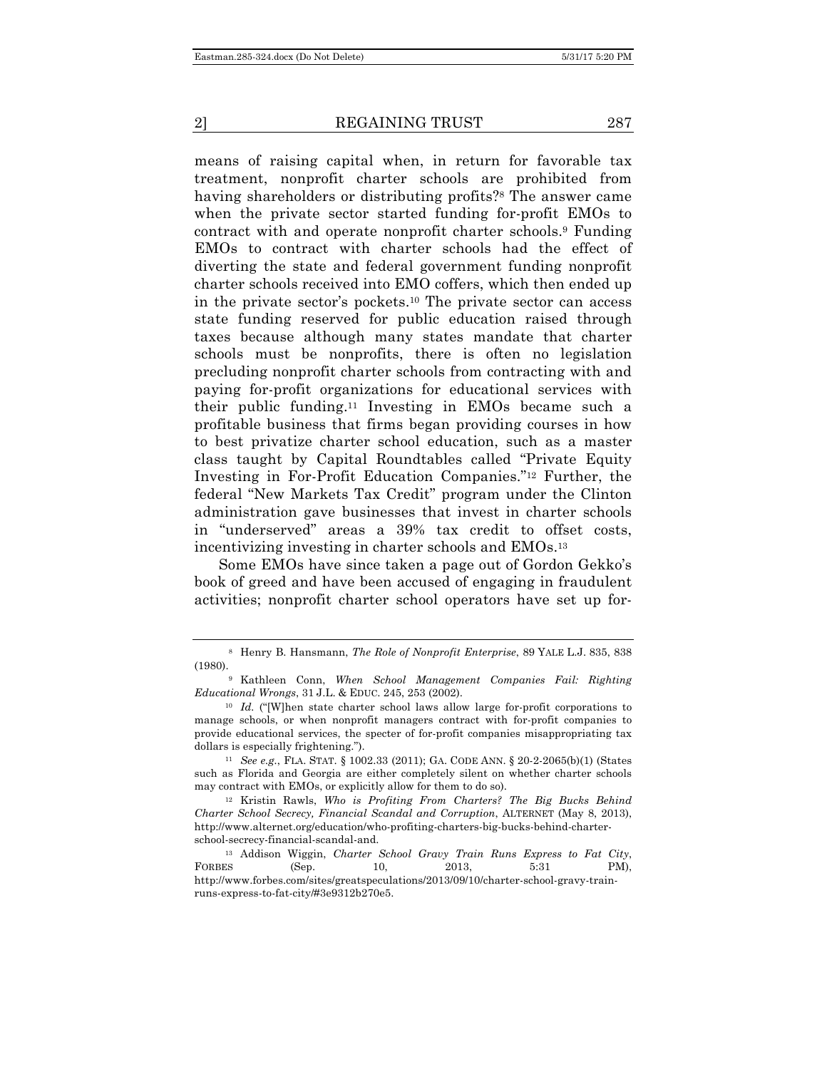means of raising capital when, in return for favorable tax treatment, nonprofit charter schools are prohibited from having shareholders or distributing profits?[8] The answer came when the private sector started funding for-profit EMOs to contract with and operate nonprofit charter schools.[9] Funding EMOs to contract with charter schools had the effect of diverting the state and federal government funding nonprofit charter schools received into EMO coffers, which then ended up in the private sector's pockets.[10] The private sector can access state funding reserved for public education raised through taxes because although many states mandate that charter schools must be nonprofits, there is often no legislation precluding nonprofit charter schools from contracting with and paying for-profit organizations for educational services with their public funding.[11] Investing in EMOs became such a profitable business that firms began providing courses in how to best privatize charter school education, such as a master class taught by Capital Roundtables called "Private Equity Investing in For-Profit Education Companies."[12] Further, the federal "New Markets Tax Credit" program under the Clinton administration gave businesses that invest in charter schools in "underserved" areas a 39% tax credit to offset costs, incentivizing investing in charter schools and EMOs.[13]

Some EMOs have since taken a page out of Gordon Gekko's book of greed and have been accused of engaging in fraudulent activities; nonprofit charter school operators have set up for-

---

[8] Henry B. Hansmann, *The Role of Nonprofit Enterprise*, 89 YALE L.J. 835, 838 (1980).

[9] Kathleen Conn, *When School Management Companies Fail: Righting Educational Wrongs*, 31 J.L. & EDUC. 245, 253 (2002).

[10] *Id.* ("[W]hen state charter school laws allow large for-profit corporations to manage schools, or when nonprofit managers contract with for-profit companies to provide educational services, the specter of for-profit companies misappropriating tax dollars is especially frightening.").

[11] *See e.g.*, FLA. STAT. § 1002.33 (2011); GA. CODE ANN. § 20-2-2065(b)(1) (States such as Florida and Georgia are either completely silent on whether charter schools may contract with EMOs, or explicitly allow for them to do so).

[12] Kristin Rawls, *Who is Profiting From Charters? The Big Bucks Behind Charter School Secrecy, Financial Scandal and Corruption*, ALTERNET (May 8, 2013), http://www.alternet.org/education/who-profiting-charters-big-bucks-behind-charter-school-secrecy-financial-scandal-and.

[13] Addison Wiggin, *Charter School Gravy Train Runs Express to Fat City*, FORBES (Sep. 10, 2013, 5:31 PM), http://www.forbes.com/sites/greatspeculations/2013/09/10/charter-school-gravy-train-runs-express-to-fat-city/#3e9312b270e5.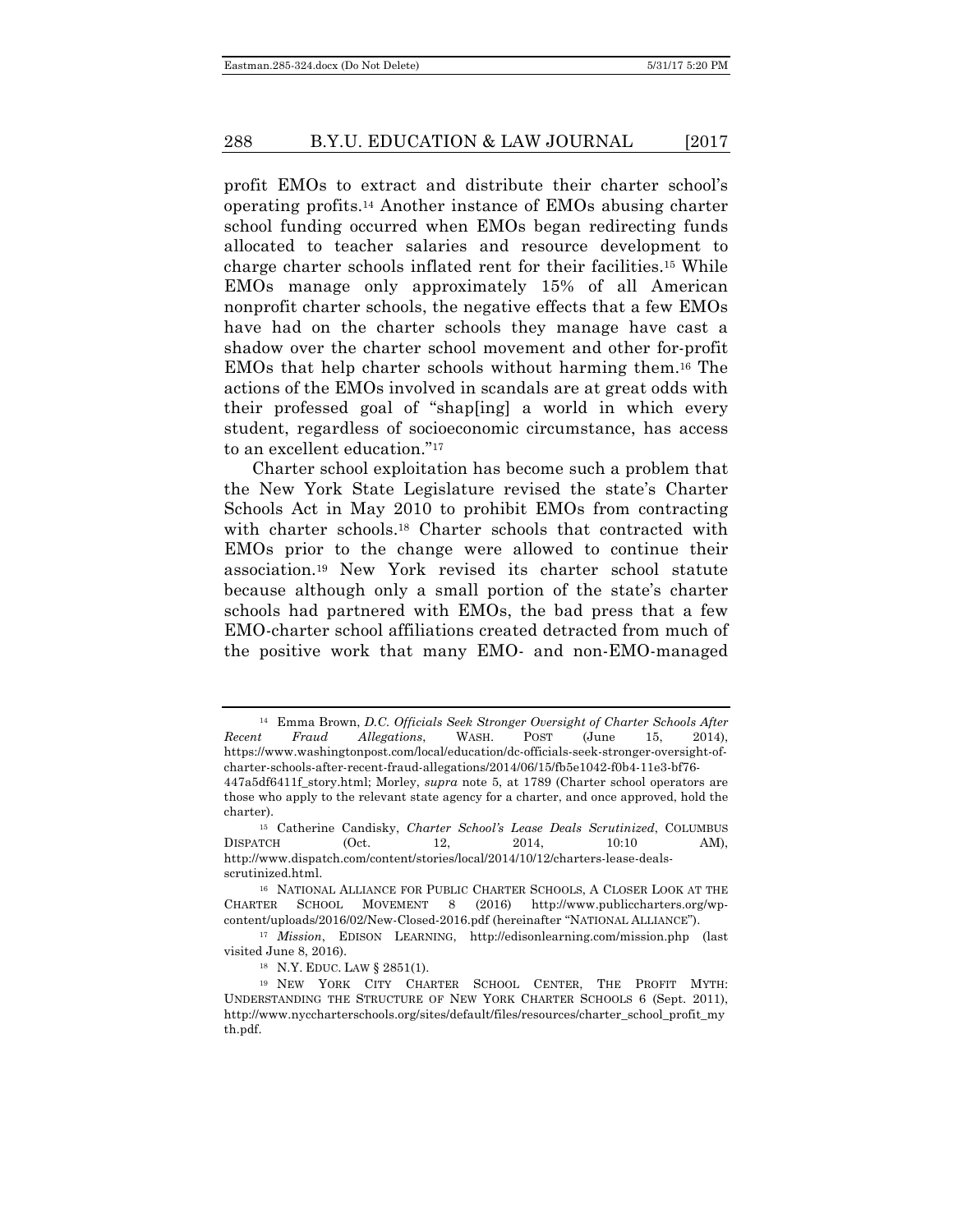profit EMOs to extract and distribute their charter school's operating profits.[14] Another instance of EMOs abusing charter school funding occurred when EMOs began redirecting funds allocated to teacher salaries and resource development to charge charter schools inflated rent for their facilities.[15] While EMOs manage only approximately 15% of all American nonprofit charter schools, the negative effects that a few EMOs have had on the charter schools they manage have cast a shadow over the charter school movement and other for-profit EMOs that help charter schools without harming them.[16] The actions of the EMOs involved in scandals are at great odds with their professed goal of "shap[ing] a world in which every student, regardless of socioeconomic circumstance, has access to an excellent education."[17]

Charter school exploitation has become such a problem that the New York State Legislature revised the state's Charter Schools Act in May 2010 to prohibit EMOs from contracting with charter schools.[18] Charter schools that contracted with EMOs prior to the change were allowed to continue their association.[19] New York revised its charter school statute because although only a small portion of the state's charter schools had partnered with EMOs, the bad press that a few EMO-charter school affiliations created detracted from much of the positive work that many EMO- and non-EMO-managed

---

[14] Emma Brown, *D.C. Officials Seek Stronger Oversight of Charter Schools After Recent Fraud Allegations*, WASH. POST (June 15, 2014), https://www.washingtonpost.com/local/education/dc-officials-seek-stronger-oversight-of-charter-schools-after-recent-fraud-allegations/2014/06/15/fb5e1042-f0b4-11e3-bf76-447a5df6411f_story.html; Morley, *supra* note 5, at 1789 (Charter school operators are those who apply to the relevant state agency for a charter, and once approved, hold the charter).

[15] Catherine Candisky, *Charter School's Lease Deals Scrutinized*, COLUMBUS DISPATCH (Oct. 12, 2014, 10:10 AM), http://www.dispatch.com/content/stories/local/2014/10/12/charters-lease-deals-scrutinized.html.

[16] NATIONAL ALLIANCE FOR PUBLIC CHARTER SCHOOLS, A CLOSER LOOK AT THE CHARTER SCHOOL MOVEMENT 8 (2016) http://www.publiccharters.org/wp-content/uploads/2016/02/New-Closed-2016.pdf (hereinafter "NATIONAL ALLIANCE").

[17] *Mission*, EDISON LEARNING, http://edisonlearning.com/mission.php (last visited June 8, 2016).

[18] N.Y. EDUC. LAW § 2851(1).

[19] NEW YORK CITY CHARTER SCHOOL CENTER, THE PROFIT MYTH: UNDERSTANDING THE STRUCTURE OF NEW YORK CHARTER SCHOOLS 6 (Sept. 2011), http://www.nyccharterschools.org/sites/default/files/resources/charter_school_profit_myth.pdf.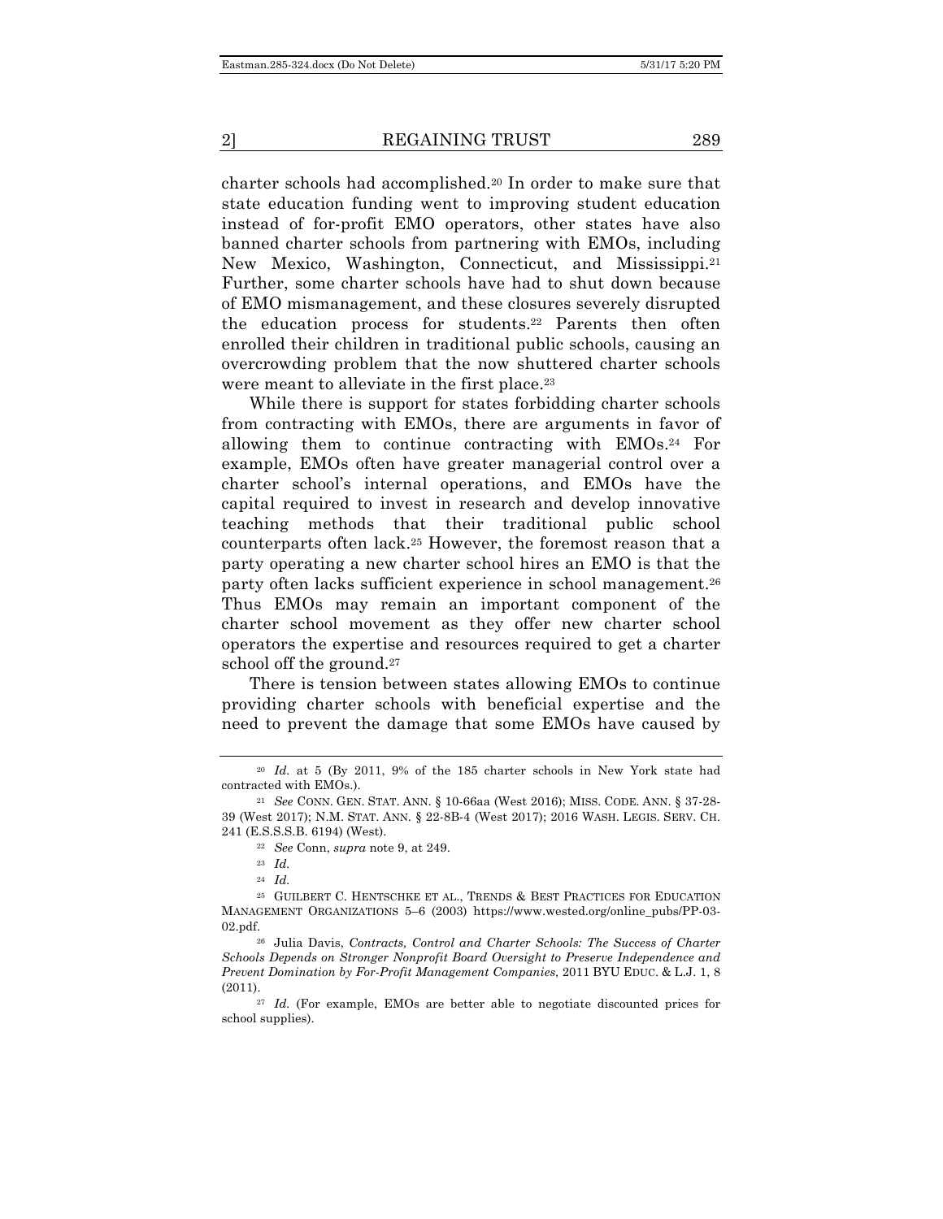charter schools had accomplished.[20] In order to make sure that state education funding went to improving student education instead of for-profit EMO operators, other states have also banned charter schools from partnering with EMOs, including New Mexico, Washington, Connecticut, and Mississippi.[21] Further, some charter schools have had to shut down because of EMO mismanagement, and these closures severely disrupted the education process for students.[22] Parents then often enrolled their children in traditional public schools, causing an overcrowding problem that the now shuttered charter schools were meant to alleviate in the first place.[23]

While there is support for states forbidding charter schools from contracting with EMOs, there are arguments in favor of allowing them to continue contracting with EMOs.[24] For example, EMOs often have greater managerial control over a charter school's internal operations, and EMOs have the capital required to invest in research and develop innovative teaching methods that their traditional public school counterparts often lack.[25] However, the foremost reason that a party operating a new charter school hires an EMO is that the party often lacks sufficient experience in school management.[26] Thus EMOs may remain an important component of the charter school movement as they offer new charter school operators the expertise and resources required to get a charter school off the ground.[27]

There is tension between states allowing EMOs to continue providing charter schools with beneficial expertise and the need to prevent the damage that some EMOs have caused by

---

[20] *Id.* at 5 (By 2011, 9% of the 185 charter schools in New York state had contracted with EMOs.).

[21] *See* CONN. GEN. STAT. ANN. § 10-66aa (West 2016); MISS. CODE. ANN. § 37-28-39 (West 2017); N.M. STAT. ANN. § 22-8B-4 (West 2017); 2016 WASH. LEGIS. SERV. CH. 241 (E.S.S.S.B. 6194) (West).

[22] *See* Conn, *supra* note 9, at 249.

[23] *Id.*

[24] *Id.*

[25] GUILBERT C. HENTSCHKE ET AL., TRENDS & BEST PRACTICES FOR EDUCATION MANAGEMENT ORGANIZATIONS 5–6 (2003) https://www.wested.org/online_pubs/PP-03-02.pdf.

[26] Julia Davis, *Contracts, Control and Charter Schools: The Success of Charter Schools Depends on Stronger Nonprofit Board Oversight to Preserve Independence and Prevent Domination by For-Profit Management Companies*, 2011 BYU EDUC. & L.J. 1, 8 (2011).

[27] *Id.* (For example, EMOs are better able to negotiate discounted prices for school supplies).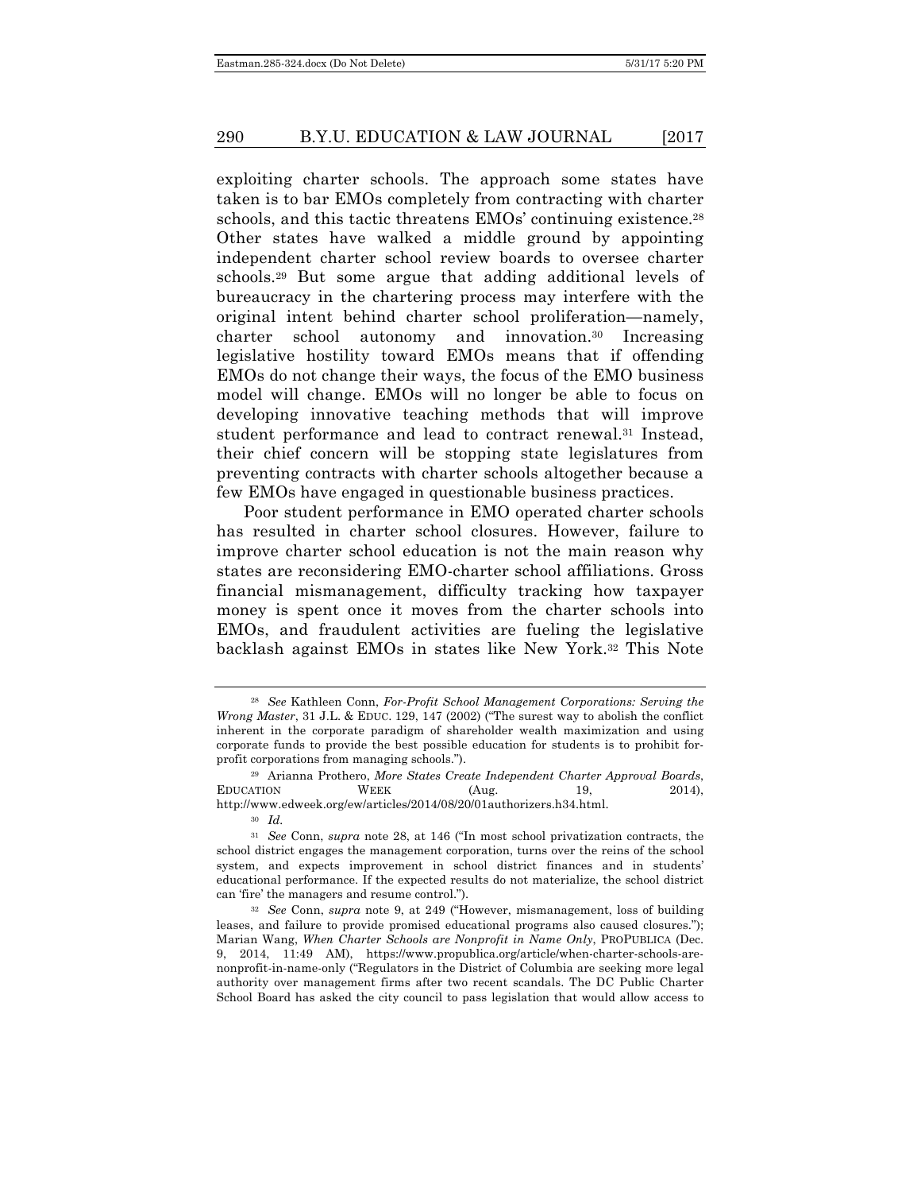exploiting charter schools. The approach some states have taken is to bar EMOs completely from contracting with charter schools, and this tactic threatens EMOs' continuing existence.[28] Other states have walked a middle ground by appointing independent charter school review boards to oversee charter schools.[29] But some argue that adding additional levels of bureaucracy in the chartering process may interfere with the original intent behind charter school proliferation—namely, charter school autonomy and innovation.[30] Increasing legislative hostility toward EMOs means that if offending EMOs do not change their ways, the focus of the EMO business model will change. EMOs will no longer be able to focus on developing innovative teaching methods that will improve student performance and lead to contract renewal.[31] Instead, their chief concern will be stopping state legislatures from preventing contracts with charter schools altogether because a few EMOs have engaged in questionable business practices.

Poor student performance in EMO operated charter schools has resulted in charter school closures. However, failure to improve charter school education is not the main reason why states are reconsidering EMO-charter school affiliations. Gross financial mismanagement, difficulty tracking how taxpayer money is spent once it moves from the charter schools into EMOs, and fraudulent activities are fueling the legislative backlash against EMOs in states like New York.[32] This Note

---

[28] *See* Kathleen Conn, *For-Profit School Management Corporations: Serving the Wrong Master*, 31 J.L. & EDUC. 129, 147 (2002) ("The surest way to abolish the conflict inherent in the corporate paradigm of shareholder wealth maximization and using corporate funds to provide the best possible education for students is to prohibit for-profit corporations from managing schools.").

[29] Arianna Prothero, *More States Create Independent Charter Approval Boards*, EDUCATION WEEK (Aug. 19, 2014), http://www.edweek.org/ew/articles/2014/08/20/01authorizers.h34.html.

[30] *Id.*

[31] *See* Conn, *supra* note 28, at 146 ("In most school privatization contracts, the school district engages the management corporation, turns over the reins of the school system, and expects improvement in school district finances and in students' educational performance. If the expected results do not materialize, the school district can 'fire' the managers and resume control.").

[32] *See* Conn, *supra* note 9, at 249 ("However, mismanagement, loss of building leases, and failure to provide promised educational programs also caused closures."); Marian Wang, *When Charter Schools are Nonprofit in Name Only*, PROPUBLICA (Dec. 9, 2014, 11:49 AM), https://www.propublica.org/article/when-charter-schools-are-nonprofit-in-name-only ("Regulators in the District of Columbia are seeking more legal authority over management firms after two recent scandals. The DC Public Charter School Board has asked the city council to pass legislation that would allow access to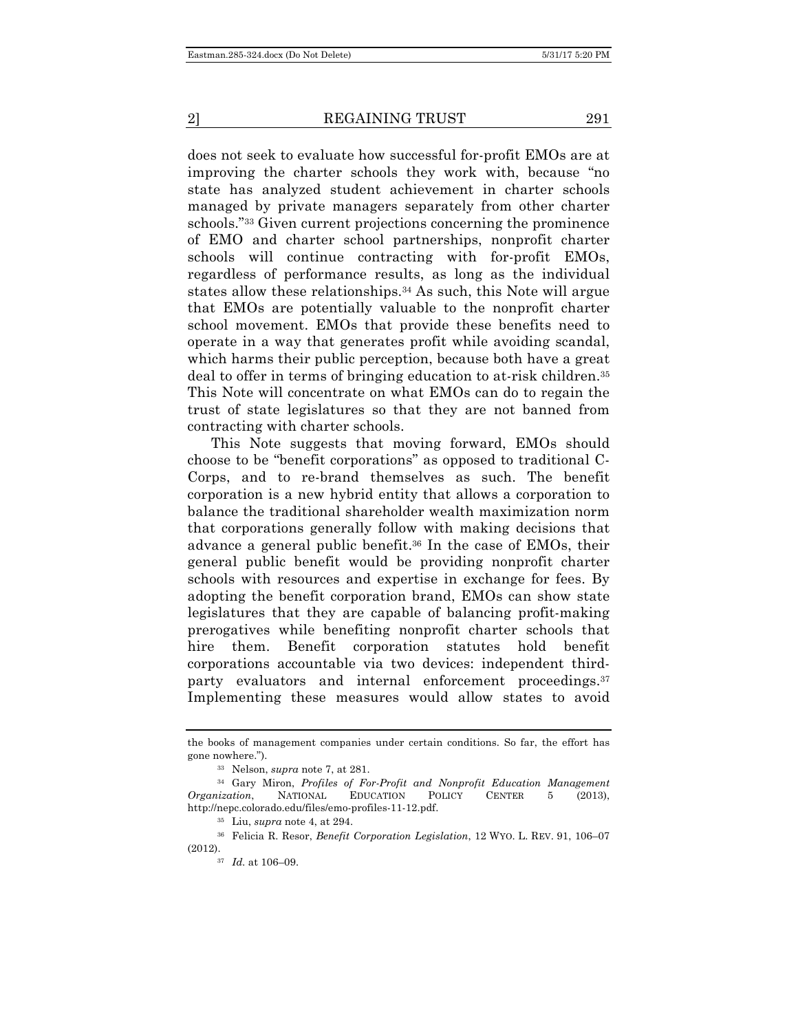does not seek to evaluate how successful for-profit EMOs are at improving the charter schools they work with, because "no state has analyzed student achievement in charter schools managed by private managers separately from other charter schools."[33] Given current projections concerning the prominence of EMO and charter school partnerships, nonprofit charter schools will continue contracting with for-profit EMOs, regardless of performance results, as long as the individual states allow these relationships.[34] As such, this Note will argue that EMOs are potentially valuable to the nonprofit charter school movement. EMOs that provide these benefits need to operate in a way that generates profit while avoiding scandal, which harms their public perception, because both have a great deal to offer in terms of bringing education to at-risk children.[35] This Note will concentrate on what EMOs can do to regain the trust of state legislatures so that they are not banned from contracting with charter schools.

This Note suggests that moving forward, EMOs should choose to be "benefit corporations" as opposed to traditional C-Corps, and to re-brand themselves as such. The benefit corporation is a new hybrid entity that allows a corporation to balance the traditional shareholder wealth maximization norm that corporations generally follow with making decisions that advance a general public benefit.[36] In the case of EMOs, their general public benefit would be providing nonprofit charter schools with resources and expertise in exchange for fees. By adopting the benefit corporation brand, EMOs can show state legislatures that they are capable of balancing profit-making prerogatives while benefiting nonprofit charter schools that hire them. Benefit corporation statutes hold benefit corporations accountable via two devices: independent third-party evaluators and internal enforcement proceedings.[37] Implementing these measures would allow states to avoid

---

the books of management companies under certain conditions. So far, the effort has gone nowhere.").

[33] Nelson, *supra* note 7, at 281.

[34] Gary Miron, *Profiles of For-Profit and Nonprofit Education Management Organization*, NATIONAL EDUCATION POLICY CENTER 5 (2013), http://nepc.colorado.edu/files/emo-profiles-11-12.pdf.

[35] Liu, *supra* note 4, at 294.

[36] Felicia R. Resor, *Benefit Corporation Legislation*, 12 WYO. L. REV. 91, 106–07 (2012).

[37] *Id.* at 106–09.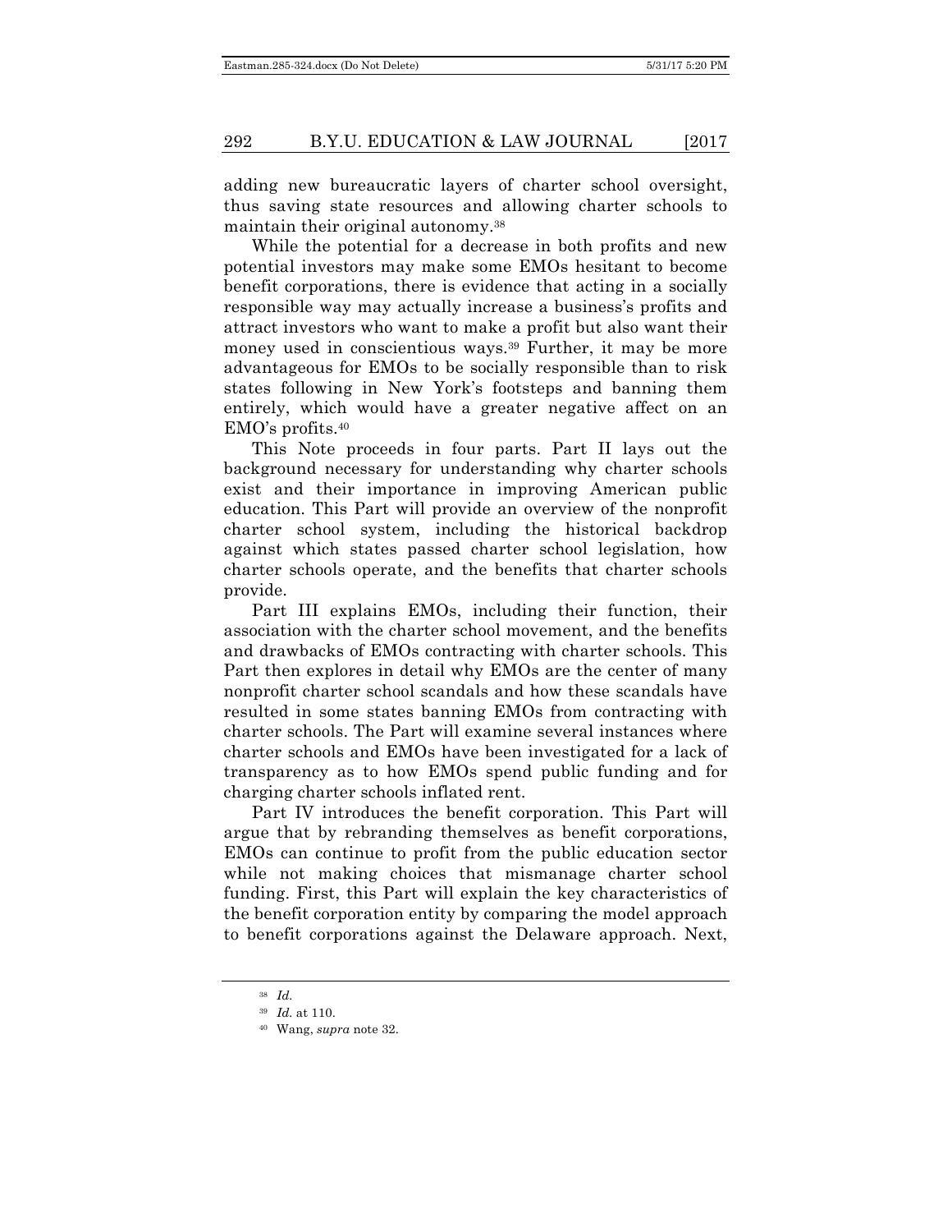adding new bureaucratic layers of charter school oversight, thus saving state resources and allowing charter schools to maintain their original autonomy.[38]

While the potential for a decrease in both profits and new potential investors may make some EMOs hesitant to become benefit corporations, there is evidence that acting in a socially responsible way may actually increase a business's profits and attract investors who want to make a profit but also want their money used in conscientious ways.[39] Further, it may be more advantageous for EMOs to be socially responsible than to risk states following in New York's footsteps and banning them entirely, which would have a greater negative affect on an EMO's profits.[40]

This Note proceeds in four parts. Part II lays out the background necessary for understanding why charter schools exist and their importance in improving American public education. This Part will provide an overview of the nonprofit charter school system, including the historical backdrop against which states passed charter school legislation, how charter schools operate, and the benefits that charter schools provide.

Part III explains EMOs, including their function, their association with the charter school movement, and the benefits and drawbacks of EMOs contracting with charter schools. This Part then explores in detail why EMOs are the center of many nonprofit charter school scandals and how these scandals have resulted in some states banning EMOs from contracting with charter schools. The Part will examine several instances where charter schools and EMOs have been investigated for a lack of transparency as to how EMOs spend public funding and for charging charter schools inflated rent.

Part IV introduces the benefit corporation. This Part will argue that by rebranding themselves as benefit corporations, EMOs can continue to profit from the public education sector while not making choices that mismanage charter school funding. First, this Part will explain the key characteristics of the benefit corporation entity by comparing the model approach to benefit corporations against the Delaware approach. Next,

---

[38] *Id.*

[39] *Id.* at 110.

[40] Wang, *supra* note 32.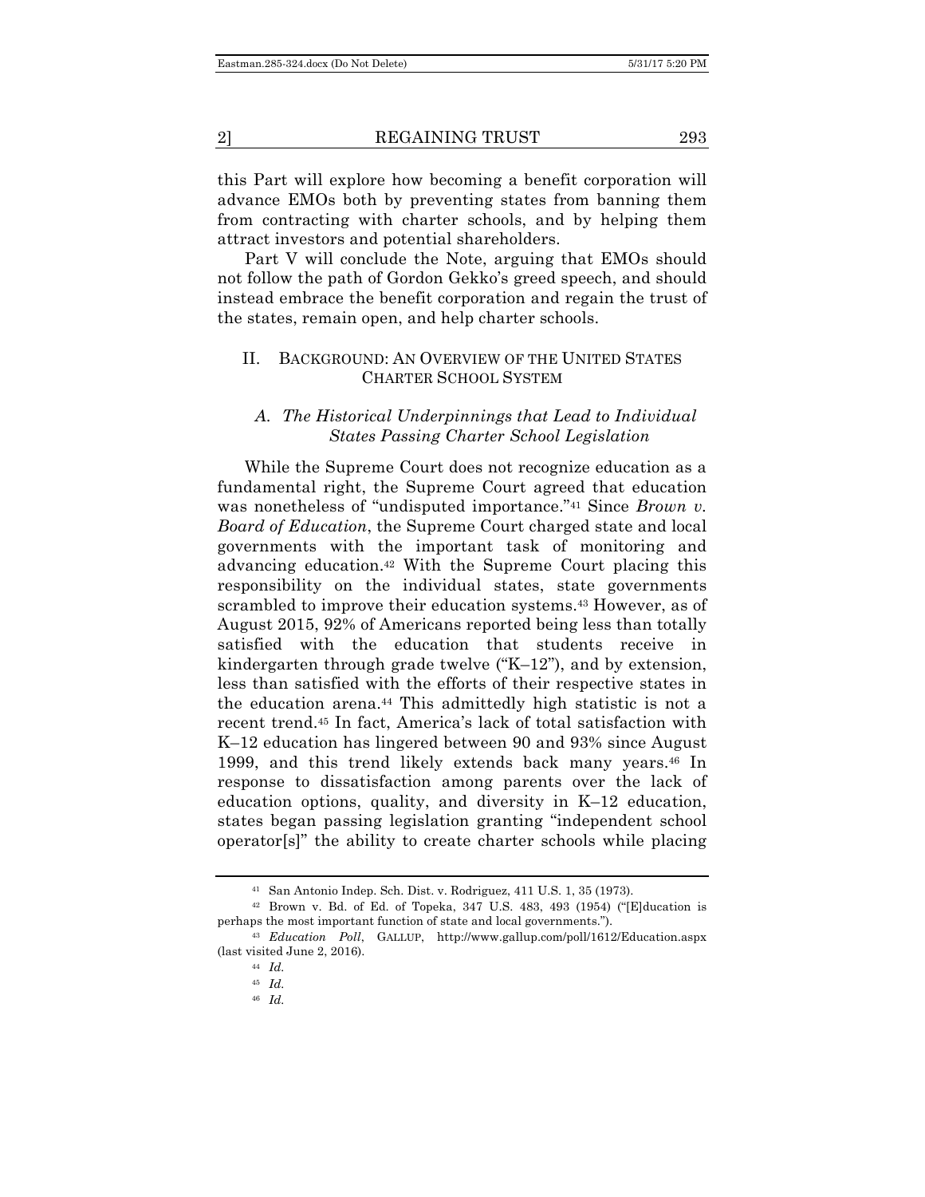this Part will explore how becoming a benefit corporation will advance EMOs both by preventing states from banning them from contracting with charter schools, and by helping them attract investors and potential shareholders.

Part V will conclude the Note, arguing that EMOs should not follow the path of Gordon Gekko's greed speech, and should instead embrace the benefit corporation and regain the trust of the states, remain open, and help charter schools.

## II. BACKGROUND: AN OVERVIEW OF THE UNITED STATES CHARTER SCHOOL SYSTEM

### *A. The Historical Underpinnings that Lead to Individual States Passing Charter School Legislation*

While the Supreme Court does not recognize education as a fundamental right, the Supreme Court agreed that education was nonetheless of "undisputed importance."[41] Since *Brown v. Board of Education*, the Supreme Court charged state and local governments with the important task of monitoring and advancing education.[42] With the Supreme Court placing this responsibility on the individual states, state governments scrambled to improve their education systems.[43] However, as of August 2015, 92% of Americans reported being less than totally satisfied with the education that students receive in kindergarten through grade twelve ("K–12"), and by extension, less than satisfied with the efforts of their respective states in the education arena.[44] This admittedly high statistic is not a recent trend.[45] In fact, America's lack of total satisfaction with K–12 education has lingered between 90 and 93% since August 1999, and this trend likely extends back many years.[46] In response to dissatisfaction among parents over the lack of education options, quality, and diversity in K–12 education, states began passing legislation granting "independent school operator[s]" the ability to create charter schools while placing

---

[41] San Antonio Indep. Sch. Dist. v. Rodriguez, 411 U.S. 1, 35 (1973).

[42] Brown v. Bd. of Ed. of Topeka, 347 U.S. 483, 493 (1954) ("[E]ducation is perhaps the most important function of state and local governments.").

[43] *Education Poll*, GALLUP, http://www.gallup.com/poll/1612/Education.aspx (last visited June 2, 2016).

[44] *Id.*

[45] *Id.*

[46] *Id.*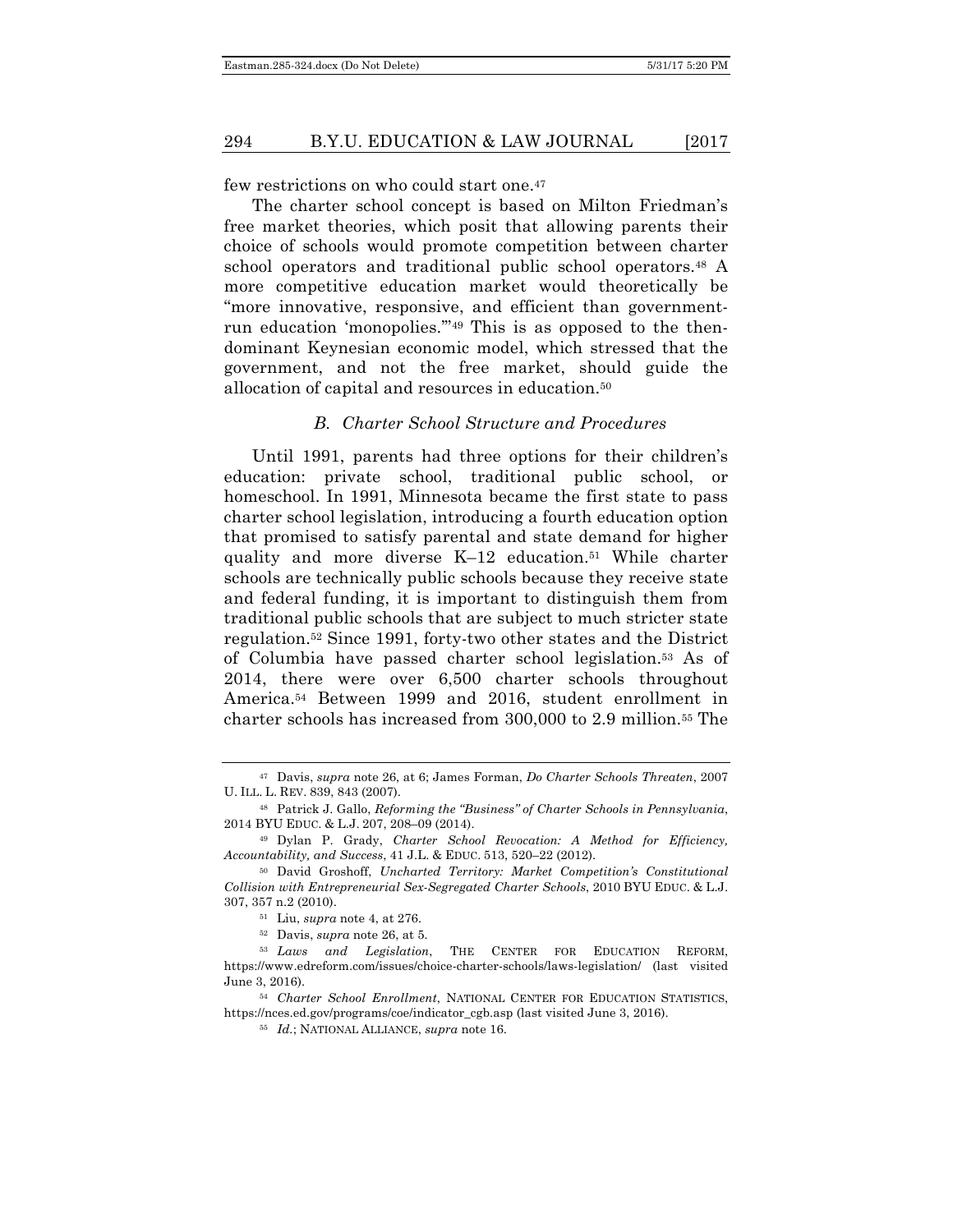few restrictions on who could start one.[47]

The charter school concept is based on Milton Friedman's free market theories, which posit that allowing parents their choice of schools would promote competition between charter school operators and traditional public school operators.[48] A more competitive education market would theoretically be "more innovative, responsive, and efficient than government-run education 'monopolies.'"[49] This is as opposed to the then-dominant Keynesian economic model, which stressed that the government, and not the free market, should guide the allocation of capital and resources in education.[50]

### *B. Charter School Structure and Procedures*

Until 1991, parents had three options for their children's education: private school, traditional public school, or homeschool. In 1991, Minnesota became the first state to pass charter school legislation, introducing a fourth education option that promised to satisfy parental and state demand for higher quality and more diverse K–12 education.[51] While charter schools are technically public schools because they receive state and federal funding, it is important to distinguish them from traditional public schools that are subject to much stricter state regulation.[52] Since 1991, forty-two other states and the District of Columbia have passed charter school legislation.[53] As of 2014, there were over 6,500 charter schools throughout America.[54] Between 1999 and 2016, student enrollment in charter schools has increased from 300,000 to 2.9 million.[55] The

---

[47] Davis, *supra* note 26, at 6; James Forman, *Do Charter Schools Threaten*, 2007 U. ILL. L. REV. 839, 843 (2007).

[48] Patrick J. Gallo, *Reforming the "Business" of Charter Schools in Pennsylvania*, 2014 BYU EDUC. & L.J. 207, 208–09 (2014).

[49] Dylan P. Grady, *Charter School Revocation: A Method for Efficiency, Accountability, and Success*, 41 J.L. & EDUC. 513, 520–22 (2012).

[50] David Groshoff, *Uncharted Territory: Market Competition's Constitutional Collision with Entrepreneurial Sex-Segregated Charter Schools*, 2010 BYU EDUC. & L.J. 307, 357 n.2 (2010).

[51] Liu, *supra* note 4, at 276.

[52] Davis, *supra* note 26, at 5.

[53] *Laws and Legislation*, THE CENTER FOR EDUCATION REFORM, https://www.edreform.com/issues/choice-charter-schools/laws-legislation/ (last visited June 3, 2016).

[54] *Charter School Enrollment*, NATIONAL CENTER FOR EDUCATION STATISTICS, https://nces.ed.gov/programs/coe/indicator_cgb.asp (last visited June 3, 2016).

[55] *Id.*; NATIONAL ALLIANCE, *supra* note 16.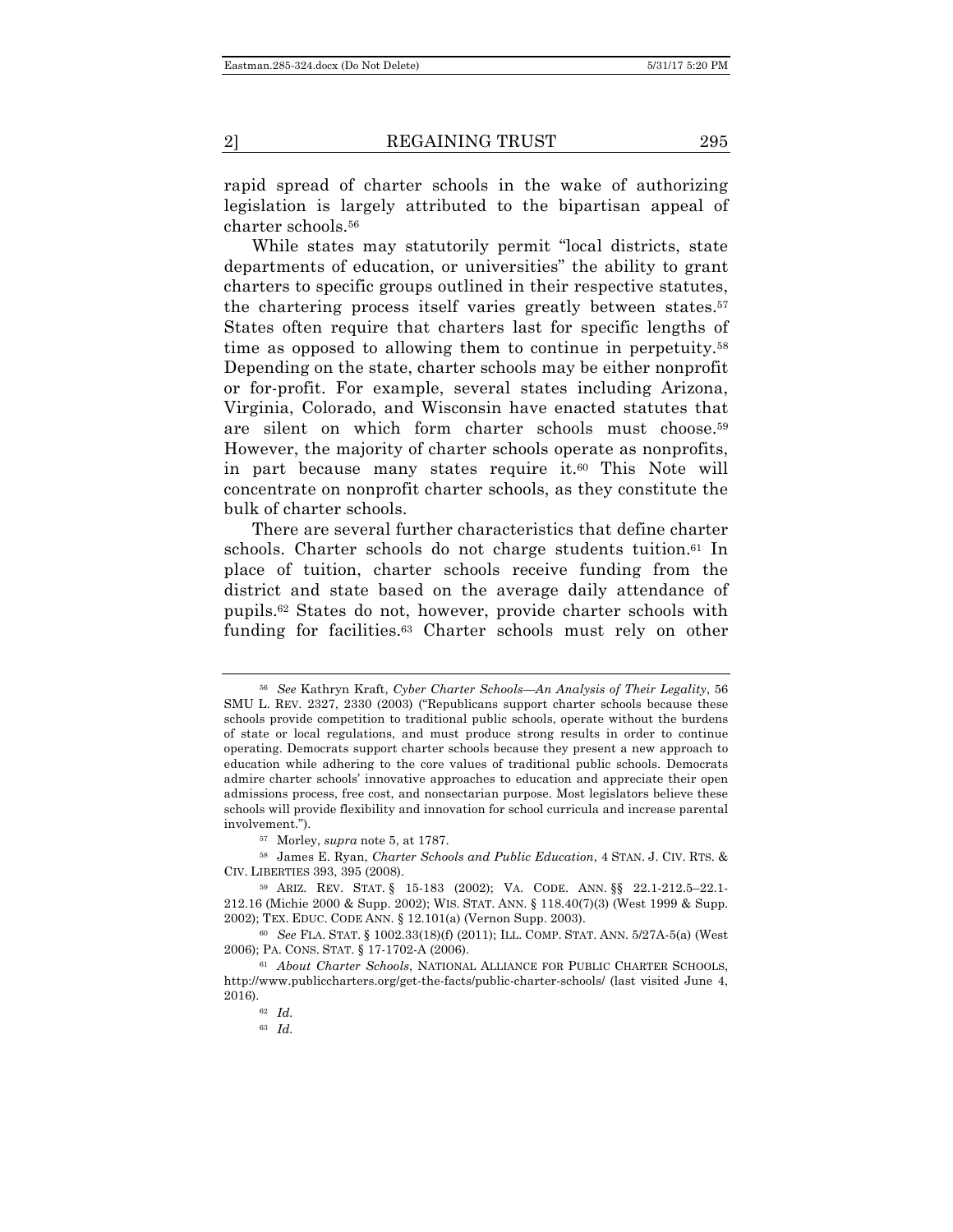rapid spread of charter schools in the wake of authorizing legislation is largely attributed to the bipartisan appeal of charter schools.[56]

While states may statutorily permit "local districts, state departments of education, or universities" the ability to grant charters to specific groups outlined in their respective statutes, the chartering process itself varies greatly between states.[57] States often require that charters last for specific lengths of time as opposed to allowing them to continue in perpetuity.[58] Depending on the state, charter schools may be either nonprofit or for-profit. For example, several states including Arizona, Virginia, Colorado, and Wisconsin have enacted statutes that are silent on which form charter schools must choose.[59] However, the majority of charter schools operate as nonprofits, in part because many states require it.[60] This Note will concentrate on nonprofit charter schools, as they constitute the bulk of charter schools.

There are several further characteristics that define charter schools. Charter schools do not charge students tuition.[61] In place of tuition, charter schools receive funding from the district and state based on the average daily attendance of pupils.[62] States do not, however, provide charter schools with funding for facilities.[63] Charter schools must rely on other

---

[56] *See* Kathryn Kraft, *Cyber Charter Schools—An Analysis of Their Legality*, 56 SMU L. REV. 2327, 2330 (2003) ("Republicans support charter schools because these schools provide competition to traditional public schools, operate without the burdens of state or local regulations, and must produce strong results in order to continue operating. Democrats support charter schools because they present a new approach to education while adhering to the core values of traditional public schools. Democrats admire charter schools' innovative approaches to education and appreciate their open admissions process, free cost, and nonsectarian purpose. Most legislators believe these schools will provide flexibility and innovation for school curricula and increase parental involvement.").

[57] Morley, *supra* note 5, at 1787.

[58] James E. Ryan, *Charter Schools and Public Education*, 4 STAN. J. CIV. RTS. & CIV. LIBERTIES 393, 395 (2008).

[59] ARIZ. REV. STAT. § 15-183 (2002); VA. CODE. ANN. §§ 22.1-212.5–22.1-212.16 (Michie 2000 & Supp. 2002); WIS. STAT. ANN. § 118.40(7)(3) (West 1999 & Supp. 2002); TEX. EDUC. CODE ANN. § 12.101(a) (Vernon Supp. 2003).

[60] *See* FLA. STAT. § 1002.33(18)(f) (2011); ILL. COMP. STAT. ANN. 5/27A-5(a) (West 2006); PA. CONS. STAT. § 17-1702-A (2006).

[61] *About Charter Schools*, NATIONAL ALLIANCE FOR PUBLIC CHARTER SCHOOLS, http://www.publiccharters.org/get-the-facts/public-charter-schools/ (last visited June 4, 2016).

[62] *Id.*

[63] *Id.*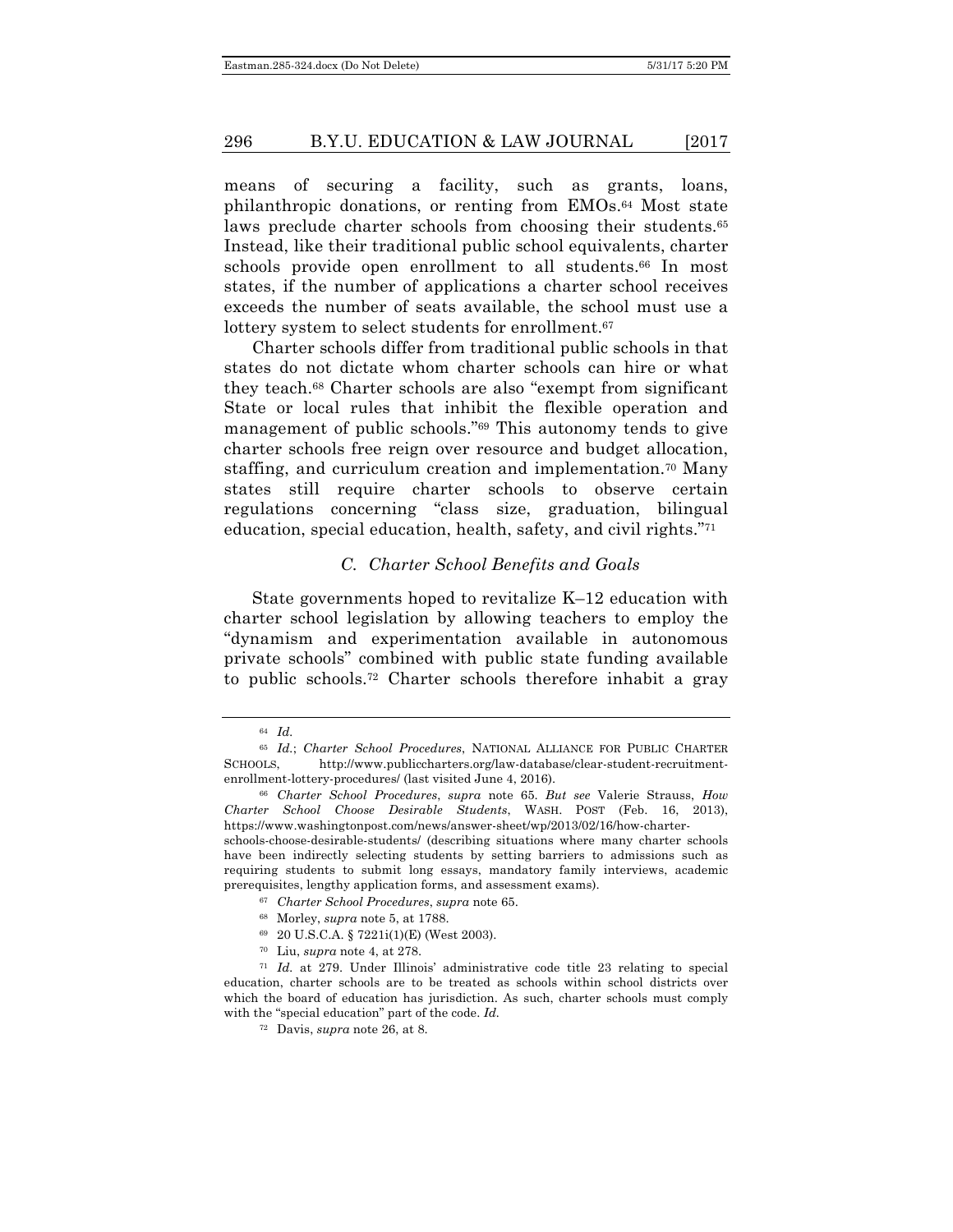means of securing a facility, such as grants, loans, philanthropic donations, or renting from EMOs.[64] Most state laws preclude charter schools from choosing their students.[65] Instead, like their traditional public school equivalents, charter schools provide open enrollment to all students.[66] In most states, if the number of applications a charter school receives exceeds the number of seats available, the school must use a lottery system to select students for enrollment.[67]

Charter schools differ from traditional public schools in that states do not dictate whom charter schools can hire or what they teach.[68] Charter schools are also "exempt from significant State or local rules that inhibit the flexible operation and management of public schools."[69] This autonomy tends to give charter schools free reign over resource and budget allocation, staffing, and curriculum creation and implementation.[70] Many states still require charter schools to observe certain regulations concerning "class size, graduation, bilingual education, special education, health, safety, and civil rights."[71]

### *C. Charter School Benefits and Goals*

State governments hoped to revitalize K–12 education with charter school legislation by allowing teachers to employ the "dynamism and experimentation available in autonomous private schools" combined with public state funding available to public schools.[72] Charter schools therefore inhabit a gray

---

[64] *Id.*

[65] *Id.*; *Charter School Procedures*, NATIONAL ALLIANCE FOR PUBLIC CHARTER SCHOOLS, http://www.publiccharters.org/law-database/clear-student-recruitment-enrollment-lottery-procedures/ (last visited June 4, 2016).

[66] *Charter School Procedures*, *supra* note 65. *But see* Valerie Strauss, *How Charter School Choose Desirable Students*, WASH. POST (Feb. 16, 2013), https://www.washingtonpost.com/news/answer-sheet/wp/2013/02/16/how-charter-schools-choose-desirable-students/ (describing situations where many charter schools have been indirectly selecting students by setting barriers to admissions such as requiring students to submit long essays, mandatory family interviews, academic prerequisites, lengthy application forms, and assessment exams).

[67] *Charter School Procedures*, *supra* note 65.

[68] Morley, *supra* note 5, at 1788.

[69] 20 U.S.C.A. § 7221i(1)(E) (West 2003).

[70] Liu, *supra* note 4, at 278.

[71] *Id.* at 279. Under Illinois' administrative code title 23 relating to special education, charter schools are to be treated as schools within school districts over which the board of education has jurisdiction. As such, charter schools must comply with the "special education" part of the code. *Id.*

[72] Davis, *supra* note 26, at 8.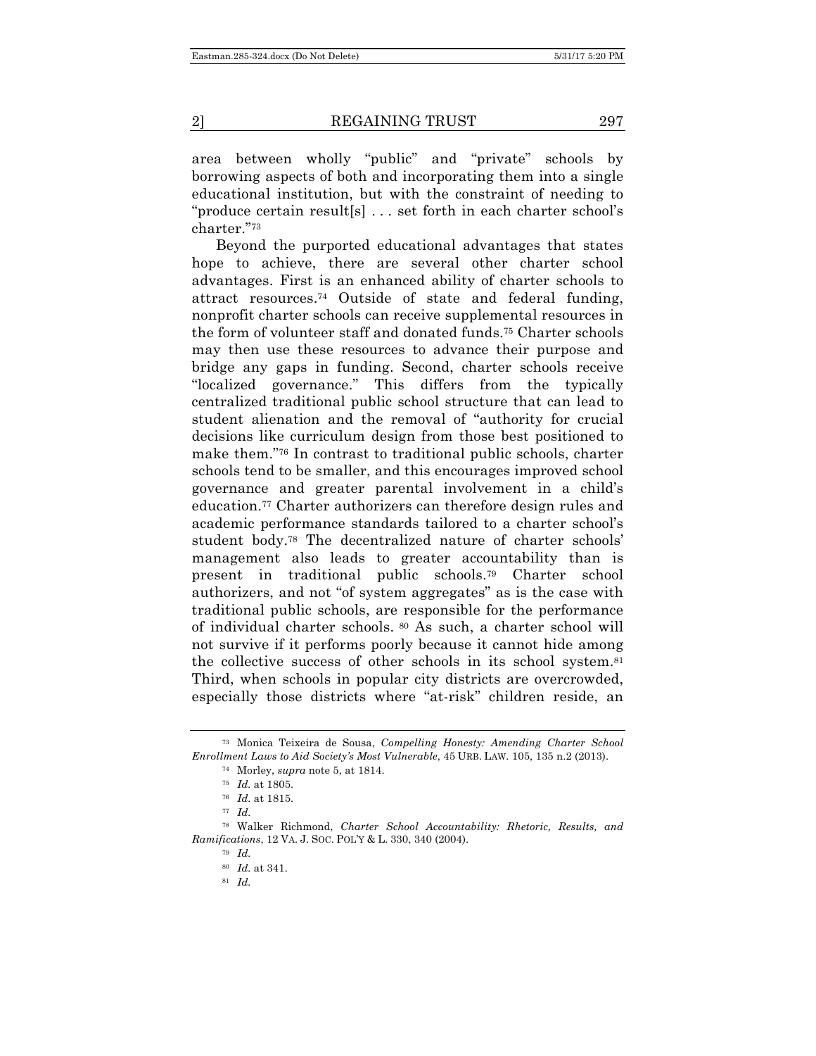area between wholly "public" and "private" schools by borrowing aspects of both and incorporating them into a single educational institution, but with the constraint of needing to "produce certain result[s] . . . set forth in each charter school's charter."[73]

Beyond the purported educational advantages that states hope to achieve, there are several other charter school advantages. First is an enhanced ability of charter schools to attract resources.[74] Outside of state and federal funding, nonprofit charter schools can receive supplemental resources in the form of volunteer staff and donated funds.[75] Charter schools may then use these resources to advance their purpose and bridge any gaps in funding. Second, charter schools receive "localized governance." This differs from the typically centralized traditional public school structure that can lead to student alienation and the removal of "authority for crucial decisions like curriculum design from those best positioned to make them."[76] In contrast to traditional public schools, charter schools tend to be smaller, and this encourages improved school governance and greater parental involvement in a child's education.[77] Charter authorizers can therefore design rules and academic performance standards tailored to a charter school's student body.[78] The decentralized nature of charter schools' management also leads to greater accountability than is present in traditional public schools.[79] Charter school authorizers, and not "of system aggregates" as is the case with traditional public schools, are responsible for the performance of individual charter schools. [80] As such, a charter school will not survive if it performs poorly because it cannot hide among the collective success of other schools in its school system.[81] Third, when schools in popular city districts are overcrowded, especially those districts where "at-risk" children reside, an

---

[73] Monica Teixeira de Sousa, *Compelling Honesty: Amending Charter School Enrollment Laws to Aid Society's Most Vulnerable*, 45 URB. LAW. 105, 135 n.2 (2013).

[74] Morley, *supra* note 5, at 1814.

[75] *Id.* at 1805.

[76] *Id.* at 1815.

[77] *Id.*

[78] Walker Richmond, *Charter School Accountability: Rhetoric, Results, and Ramifications*, 12 VA. J. SOC. POL'Y & L. 330, 340 (2004).

[79] *Id.*

[80] *Id.* at 341.

[81] *Id.*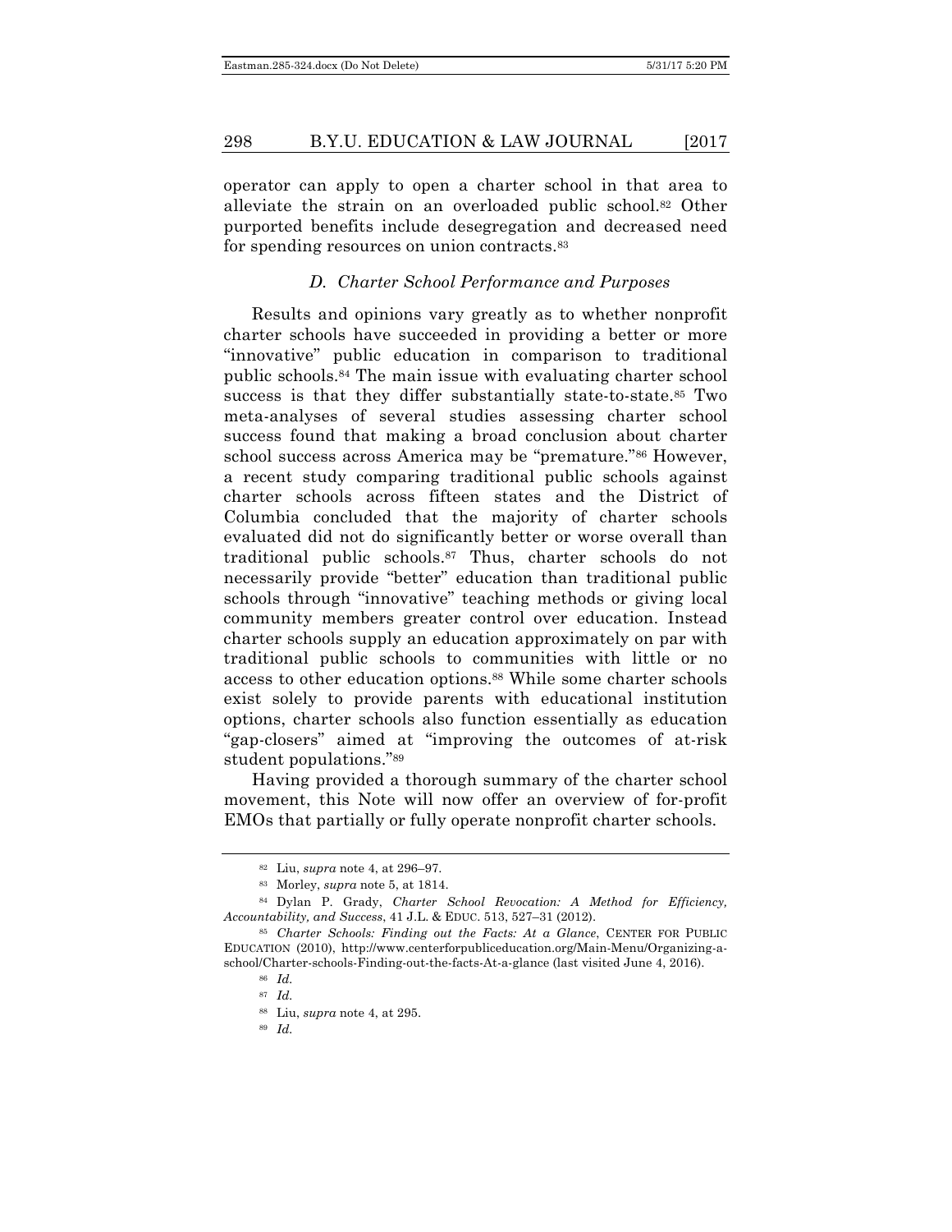operator can apply to open a charter school in that area to alleviate the strain on an overloaded public school.[82] Other purported benefits include desegregation and decreased need for spending resources on union contracts.[83]

### *D. Charter School Performance and Purposes*

Results and opinions vary greatly as to whether nonprofit charter schools have succeeded in providing a better or more "innovative" public education in comparison to traditional public schools.[84] The main issue with evaluating charter school success is that they differ substantially state-to-state.[85] Two meta-analyses of several studies assessing charter school success found that making a broad conclusion about charter school success across America may be "premature."[86] However, a recent study comparing traditional public schools against charter schools across fifteen states and the District of Columbia concluded that the majority of charter schools evaluated did not do significantly better or worse overall than traditional public schools.[87] Thus, charter schools do not necessarily provide "better" education than traditional public schools through "innovative" teaching methods or giving local community members greater control over education. Instead charter schools supply an education approximately on par with traditional public schools to communities with little or no access to other education options.[88] While some charter schools exist solely to provide parents with educational institution options, charter schools also function essentially as education "gap-closers" aimed at "improving the outcomes of at-risk student populations."[89]

Having provided a thorough summary of the charter school movement, this Note will now offer an overview of for-profit EMOs that partially or fully operate nonprofit charter schools.

---

[82] Liu, *supra* note 4, at 296–97.

[83] Morley, *supra* note 5, at 1814.

[84] Dylan P. Grady, *Charter School Revocation: A Method for Efficiency, Accountability, and Success*, 41 J.L. & EDUC. 513, 527–31 (2012).

[85] *Charter Schools: Finding out the Facts: At a Glance*, CENTER FOR PUBLIC EDUCATION (2010), http://www.centerforpubliceducation.org/Main-Menu/Organizing-a-school/Charter-schools-Finding-out-the-facts-At-a-glance (last visited June 4, 2016).

[86] *Id.*

[87] *Id.*

[88] Liu, *supra* note 4, at 295.

[89] *Id.*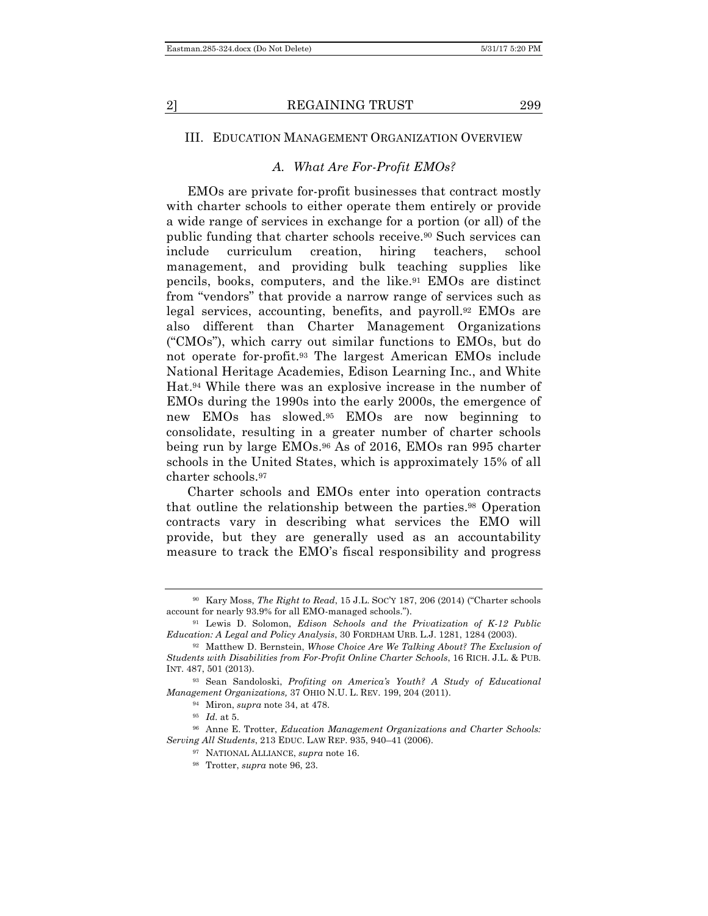## III. Education Management Organization Overview

### A. *What Are For-Profit EMOs?*

EMOs are private for-profit businesses that contract mostly with charter schools to either operate them entirely or provide a wide range of services in exchange for a portion (or all) of the public funding that charter schools receive.[90] Such services can include curriculum creation, hiring teachers, school management, and providing bulk teaching supplies like pencils, books, computers, and the like.[91] EMOs are distinct from "vendors" that provide a narrow range of services such as legal services, accounting, benefits, and payroll.[92] EMOs are also different than Charter Management Organizations ("CMOs"), which carry out similar functions to EMOs, but do not operate for-profit.[93] The largest American EMOs include National Heritage Academies, Edison Learning Inc., and White Hat.[94] While there was an explosive increase in the number of EMOs during the 1990s into the early 2000s, the emergence of new EMOs has slowed.[95] EMOs are now beginning to consolidate, resulting in a greater number of charter schools being run by large EMOs.[96] As of 2016, EMOs ran 995 charter schools in the United States, which is approximately 15% of all charter schools.[97]

Charter schools and EMOs enter into operation contracts that outline the relationship between the parties.[98] Operation contracts vary in describing what services the EMO will provide, but they are generally used as an accountability measure to track the EMO's fiscal responsibility and progress

---

[90] Kary Moss, *The Right to Read*, 15 J.L. SOC'Y 187, 206 (2014) ("Charter schools account for nearly 93.9% for all EMO-managed schools.").

[91] Lewis D. Solomon, *Edison Schools and the Privatization of K-12 Public Education: A Legal and Policy Analysis*, 30 FORDHAM URB. L.J. 1281, 1284 (2003).

[92] Matthew D. Bernstein, *Whose Choice Are We Talking About? The Exclusion of Students with Disabilities from For-Profit Online Charter Schools*, 16 RICH. J.L. & PUB. INT. 487, 501 (2013).

[93] Sean Sandoloski, *Profiting on America's Youth? A Study of Educational Management Organizations,* 37 OHIO N.U. L. REV. 199, 204 (2011).

[94] Miron, *supra* note 34, at 478.

[95] *Id.* at 5.

[96] Anne E. Trotter, *Education Management Organizations and Charter Schools: Serving All Students*, 213 EDUC. LAW REP. 935, 940–41 (2006).

[97] NATIONAL ALLIANCE, *supra* note 16.

[98] Trotter, *supra* note 96, 23.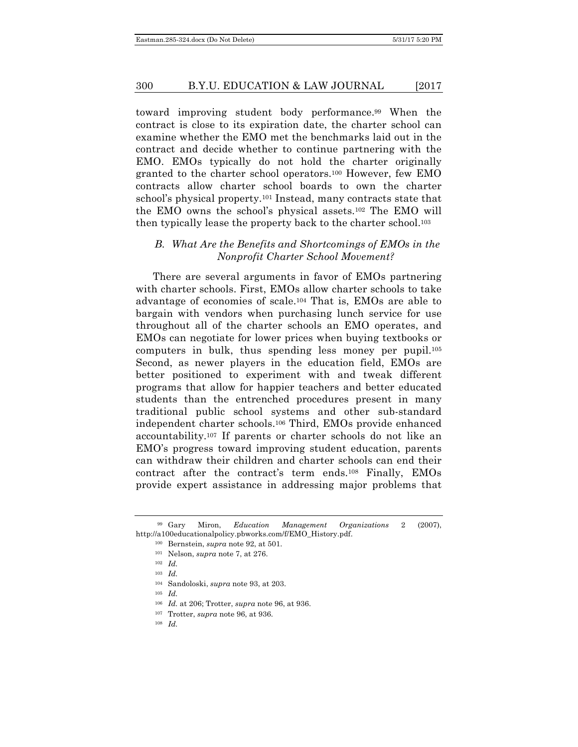toward improving student body performance.[99] When the contract is close to its expiration date, the charter school can examine whether the EMO met the benchmarks laid out in the contract and decide whether to continue partnering with the EMO. EMOs typically do not hold the charter originally granted to the charter school operators.[100] However, few EMO contracts allow charter school boards to own the charter school's physical property.[101] Instead, many contracts state that the EMO owns the school's physical assets.[102] The EMO will then typically lease the property back to the charter school.[103]

### *B. What Are the Benefits and Shortcomings of EMOs in the Nonprofit Charter School Movement?*

There are several arguments in favor of EMOs partnering with charter schools. First, EMOs allow charter schools to take advantage of economies of scale.[104] That is, EMOs are able to bargain with vendors when purchasing lunch service for use throughout all of the charter schools an EMO operates, and EMOs can negotiate for lower prices when buying textbooks or computers in bulk, thus spending less money per pupil.[105] Second, as newer players in the education field, EMOs are better positioned to experiment with and tweak different programs that allow for happier teachers and better educated students than the entrenched procedures present in many traditional public school systems and other sub-standard independent charter schools.[106] Third, EMOs provide enhanced accountability.[107] If parents or charter schools do not like an EMO's progress toward improving student education, parents can withdraw their children and charter schools can end their contract after the contract's term ends.[108] Finally, EMOs provide expert assistance in addressing major problems that

---

[99] Gary Miron, *Education Management Organizations* 2 (2007), http://a100educationalpolicy.pbworks.com/f/EMO_History.pdf.

[100] Bernstein, *supra* note 92, at 501.

[101] Nelson, *supra* note 7, at 276.

[102] *Id.*

[103] *Id.*

[104] Sandoloski, *supra* note 93, at 203.

[105] *Id.*

[106] *Id.* at 206; Trotter, *supra* note 96, at 936.

[107] Trotter, *supra* note 96, at 936.

[108] *Id.*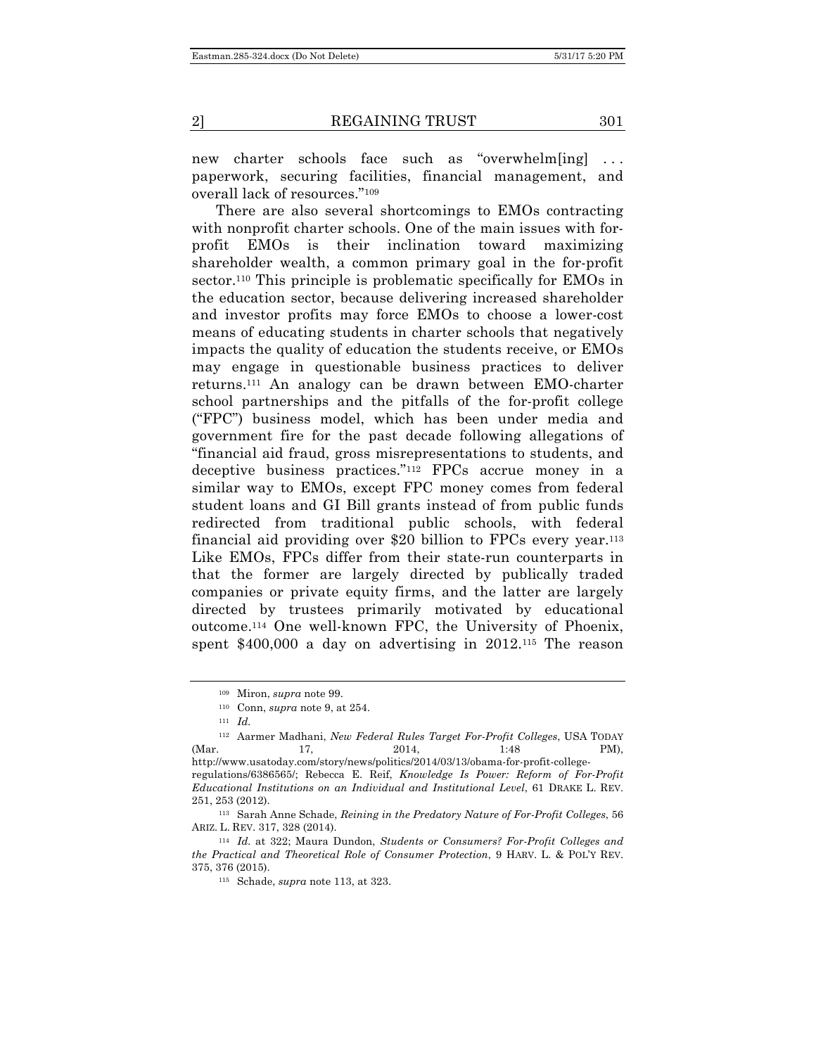new charter schools face such as "overwhelm[ing] . . . paperwork, securing facilities, financial management, and overall lack of resources."[109]

There are also several shortcomings to EMOs contracting with nonprofit charter schools. One of the main issues with for-profit EMOs is their inclination toward maximizing shareholder wealth, a common primary goal in the for-profit sector.[110] This principle is problematic specifically for EMOs in the education sector, because delivering increased shareholder and investor profits may force EMOs to choose a lower-cost means of educating students in charter schools that negatively impacts the quality of education the students receive, or EMOs may engage in questionable business practices to deliver returns.[111] An analogy can be drawn between EMO-charter school partnerships and the pitfalls of the for-profit college ("FPC") business model, which has been under media and government fire for the past decade following allegations of "financial aid fraud, gross misrepresentations to students, and deceptive business practices."[112] FPCs accrue money in a similar way to EMOs, except FPC money comes from federal student loans and GI Bill grants instead of from public funds redirected from traditional public schools, with federal financial aid providing over $20 billion to FPCs every year.[113] Like EMOs, FPCs differ from their state-run counterparts in that the former are largely directed by publically traded companies or private equity firms, and the latter are largely directed by trustees primarily motivated by educational outcome.[114] One well-known FPC, the University of Phoenix, spent $400,000 a day on advertising in 2012.[115] The reason

---

[109] Miron, *supra* note 99.

[110] Conn, *supra* note 9, at 254.

[111] *Id.*

[112] Aarmer Madhani, *New Federal Rules Target For-Profit Colleges*, USA TODAY (Mar. 17, 2014, 1:48 PM), http://www.usatoday.com/story/news/politics/2014/03/13/obama-for-profit-college-regulations/6386565/; Rebecca E. Reif, *Knowledge Is Power: Reform of For-Profit Educational Institutions on an Individual and Institutional Level*, 61 DRAKE L. REV. 251, 253 (2012).

[113] Sarah Anne Schade, *Reining in the Predatory Nature of For-Profit Colleges*, 56 ARIZ. L. REV. 317, 328 (2014).

[114] *Id.* at 322; Maura Dundon, *Students or Consumers? For-Profit Colleges and the Practical and Theoretical Role of Consumer Protection*, 9 HARV. L. & POL'Y REV. 375, 376 (2015).

[115] Schade, *supra* note 113, at 323.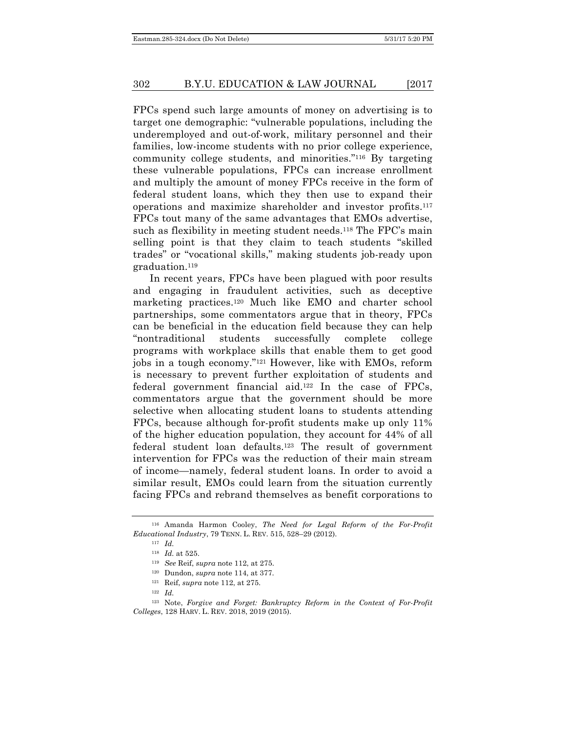FPCs spend such large amounts of money on advertising is to target one demographic: "vulnerable populations, including the underemployed and out-of-work, military personnel and their families, low-income students with no prior college experience, community college students, and minorities."[116] By targeting these vulnerable populations, FPCs can increase enrollment and multiply the amount of money FPCs receive in the form of federal student loans, which they then use to expand their operations and maximize shareholder and investor profits.[117] FPCs tout many of the same advantages that EMOs advertise, such as flexibility in meeting student needs.[118] The FPC's main selling point is that they claim to teach students "skilled trades" or "vocational skills," making students job-ready upon graduation.[119]

In recent years, FPCs have been plagued with poor results and engaging in fraudulent activities, such as deceptive marketing practices.[120] Much like EMO and charter school partnerships, some commentators argue that in theory, FPCs can be beneficial in the education field because they can help "nontraditional students successfully complete college programs with workplace skills that enable them to get good jobs in a tough economy."[121] However, like with EMOs, reform is necessary to prevent further exploitation of students and federal government financial aid.[122] In the case of FPCs, commentators argue that the government should be more selective when allocating student loans to students attending FPCs, because although for-profit students make up only 11% of the higher education population, they account for 44% of all federal student loan defaults.[123] The result of government intervention for FPCs was the reduction of their main stream of income—namely, federal student loans. In order to avoid a similar result, EMOs could learn from the situation currently facing FPCs and rebrand themselves as benefit corporations to

---

[116] Amanda Harmon Cooley, *The Need for Legal Reform of the For-Profit Educational Industry*, 79 TENN. L. REV. 515, 528–29 (2012).

[117] *Id.*

[118] *Id.* at 525.

[119] *See* Reif, *supra* note 112, at 275.

[120] Dundon, *supra* note 114, at 377.

[121] Reif, *supra* note 112, at 275.

[122] *Id.*

[123] Note, *Forgive and Forget: Bankruptcy Reform in the Context of For-Profit Colleges*, 128 HARV. L. REV. 2018, 2019 (2015).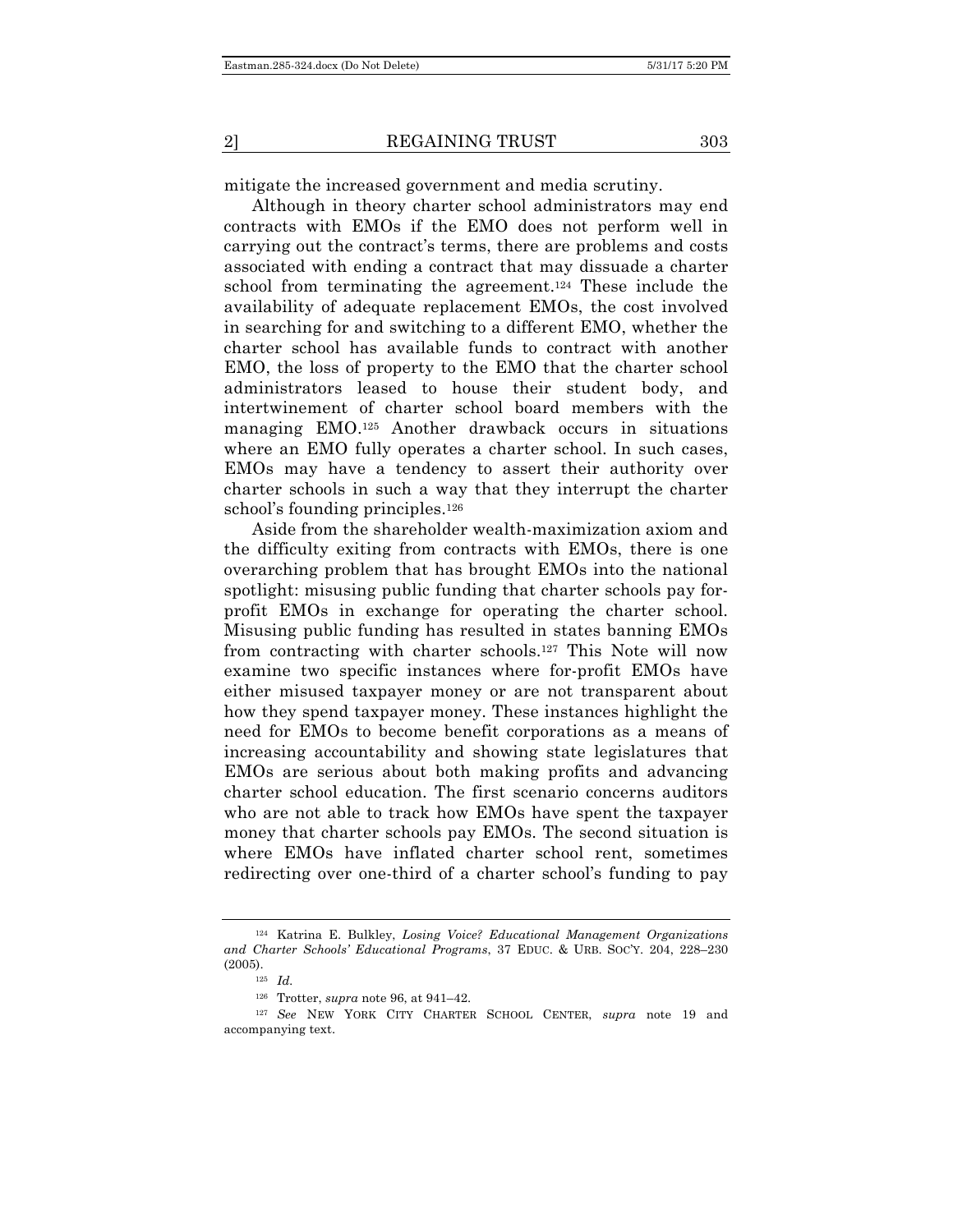mitigate the increased government and media scrutiny.

Although in theory charter school administrators may end contracts with EMOs if the EMO does not perform well in carrying out the contract's terms, there are problems and costs associated with ending a contract that may dissuade a charter school from terminating the agreement.[124] These include the availability of adequate replacement EMOs, the cost involved in searching for and switching to a different EMO, whether the charter school has available funds to contract with another EMO, the loss of property to the EMO that the charter school administrators leased to house their student body, and intertwinement of charter school board members with the managing EMO.[125] Another drawback occurs in situations where an EMO fully operates a charter school. In such cases, EMOs may have a tendency to assert their authority over charter schools in such a way that they interrupt the charter school's founding principles.[126]

Aside from the shareholder wealth-maximization axiom and the difficulty exiting from contracts with EMOs, there is one overarching problem that has brought EMOs into the national spotlight: misusing public funding that charter schools pay for-profit EMOs in exchange for operating the charter school. Misusing public funding has resulted in states banning EMOs from contracting with charter schools.[127] This Note will now examine two specific instances where for-profit EMOs have either misused taxpayer money or are not transparent about how they spend taxpayer money. These instances highlight the need for EMOs to become benefit corporations as a means of increasing accountability and showing state legislatures that EMOs are serious about both making profits and advancing charter school education. The first scenario concerns auditors who are not able to track how EMOs have spent the taxpayer money that charter schools pay EMOs. The second situation is where EMOs have inflated charter school rent, sometimes redirecting over one-third of a charter school's funding to pay

---

[124] Katrina E. Bulkley, *Losing Voice? Educational Management Organizations and Charter Schools' Educational Programs*, 37 EDUC. & URB. SOC'Y. 204, 228–230 (2005).

[125] *Id.*

[126] Trotter, *supra* note 96, at 941–42.

[127] *See* NEW YORK CITY CHARTER SCHOOL CENTER, *supra* note 19 and accompanying text.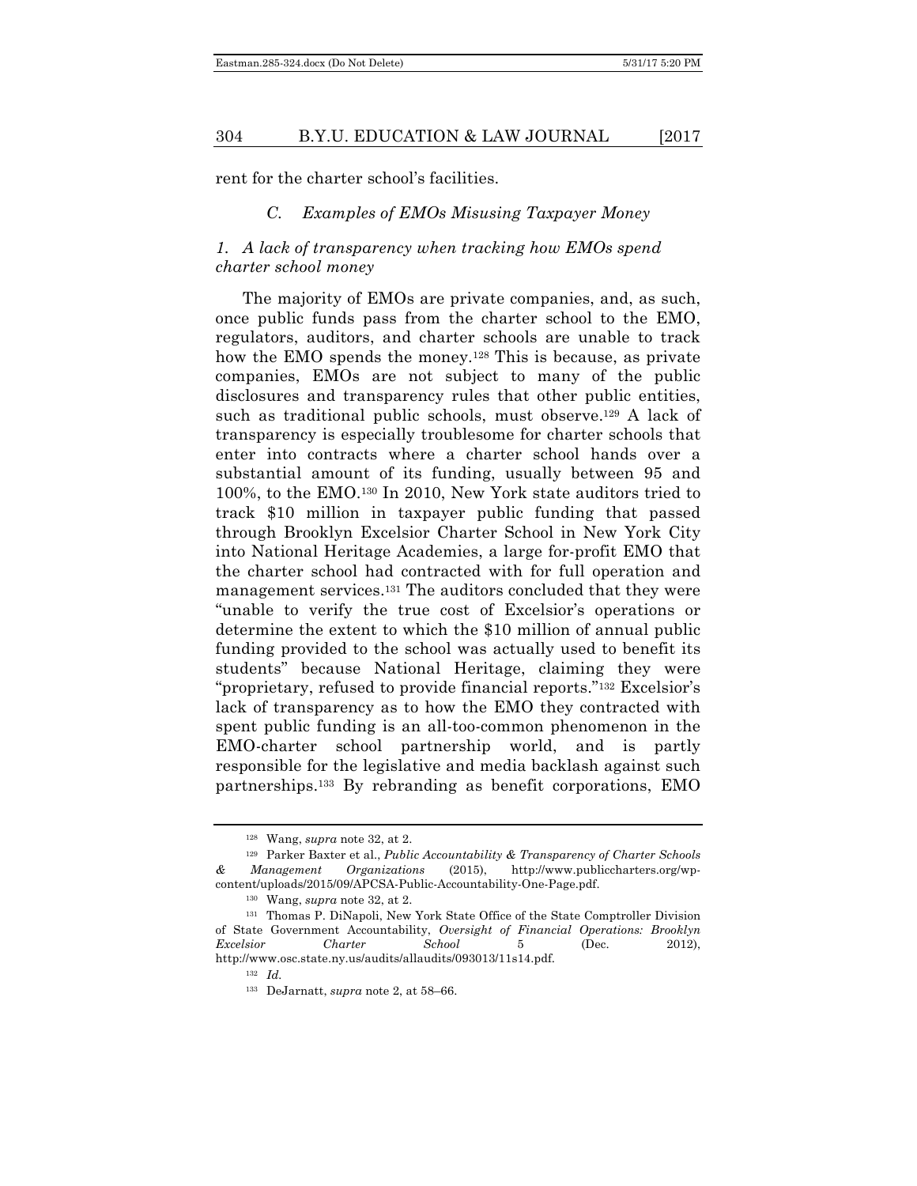rent for the charter school's facilities.

### *C. Examples of EMOs Misusing Taxpayer Money*

#### *1. A lack of transparency when tracking how EMOs spend charter school money*

The majority of EMOs are private companies, and, as such, once public funds pass from the charter school to the EMO, regulators, auditors, and charter schools are unable to track how the EMO spends the money.[128] This is because, as private companies, EMOs are not subject to many of the public disclosures and transparency rules that other public entities, such as traditional public schools, must observe.[129] A lack of transparency is especially troublesome for charter schools that enter into contracts where a charter school hands over a substantial amount of its funding, usually between 95 and 100%, to the EMO.[130] In 2010, New York state auditors tried to track $10 million in taxpayer public funding that passed through Brooklyn Excelsior Charter School in New York City into National Heritage Academies, a large for-profit EMO that the charter school had contracted with for full operation and management services.[131] The auditors concluded that they were "unable to verify the true cost of Excelsior's operations or determine the extent to which the $10 million of annual public funding provided to the school was actually used to benefit its students" because National Heritage, claiming they were "proprietary, refused to provide financial reports."[132] Excelsior's lack of transparency as to how the EMO they contracted with spent public funding is an all-too-common phenomenon in the EMO-charter school partnership world, and is partly responsible for the legislative and media backlash against such partnerships.[133] By rebranding as benefit corporations, EMO

---

[128] Wang, *supra* note 32, at 2.

[129] Parker Baxter et al., *Public Accountability & Transparency of Charter Schools & Management Organizations* (2015), http://www.publiccharters.org/wp-content/uploads/2015/09/APCSA-Public-Accountability-One-Page.pdf.

[130] Wang, *supra* note 32, at 2.

[131] Thomas P. DiNapoli, New York State Office of the State Comptroller Division of State Government Accountability, *Oversight of Financial Operations: Brooklyn Excelsior Charter School* 5 (Dec. 2012), http://www.osc.state.ny.us/audits/allaudits/093013/11s14.pdf.

[132] *Id.*

[133] DeJarnatt, *supra* note 2, at 58–66.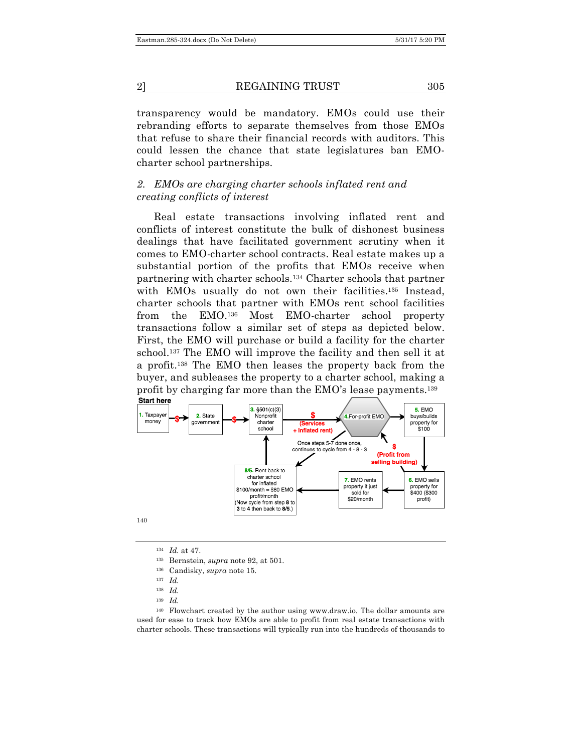transparency would be mandatory. EMOs could use their rebranding efforts to separate themselves from those EMOs that refuse to share their financial records with auditors. This could lessen the chance that state legislatures ban EMO-charter school partnerships.

### *2. EMOs are charging charter schools inflated rent and creating conflicts of interest*

Real estate transactions involving inflated rent and conflicts of interest constitute the bulk of dishonest business dealings that have facilitated government scrutiny when it comes to EMO-charter school contracts. Real estate makes up a substantial portion of the profits that EMOs receive when partnering with charter schools.[134] Charter schools that partner with EMOs usually do not own their facilities.[135] Instead, charter schools that partner with EMOs rent school facilities from the EMO.[136] Most EMO-charter school property transactions follow a similar set of steps as depicted below. First, the EMO will purchase or build a facility for the charter school.[137] The EMO will improve the facility and then sell it at a profit.[138] The EMO then leases the property back from the buyer, and subleases the property to a charter school, making a profit by charging far more than the EMO's lease payments.[139]

**Start here**

1. Taxpayer money → $ → 2. State government → $ → 3. §501(c)(3) Nonprofit charter school → $ (Services + Inflated rent) → 4. For-profit EMO → 5. EMO buys/builds property for $100 → 6. EMO sells property for $400 ($300 profit) → $ (Profit from selling building) → 4. For-profit EMO

6. EMO sells property for $400 ($300 profit) → 7. EMO rents property it just sold for $20/month → 8/5. Rent back to charter school for inflated $100/month = $80 EMO profit/month (Now cycle from step 8 to 3 to 4 then back to 8/5.) → 3. §501(c)(3) Nonprofit charter school

Once steps 5-7 done once, continues to cycle from 4 - 8 - 3

140

---

[134] *Id.* at 47.

[135] Bernstein, *supra* note 92, at 501.

[136] Candisky, *supra* note 15.

[137] *Id.*

[138] *Id.*

[139] *Id.*

[140] Flowchart created by the author using www.draw.io. The dollar amounts are used for ease to track how EMOs are able to profit from real estate transactions with charter schools. These transactions will typically run into the hundreds of thousands to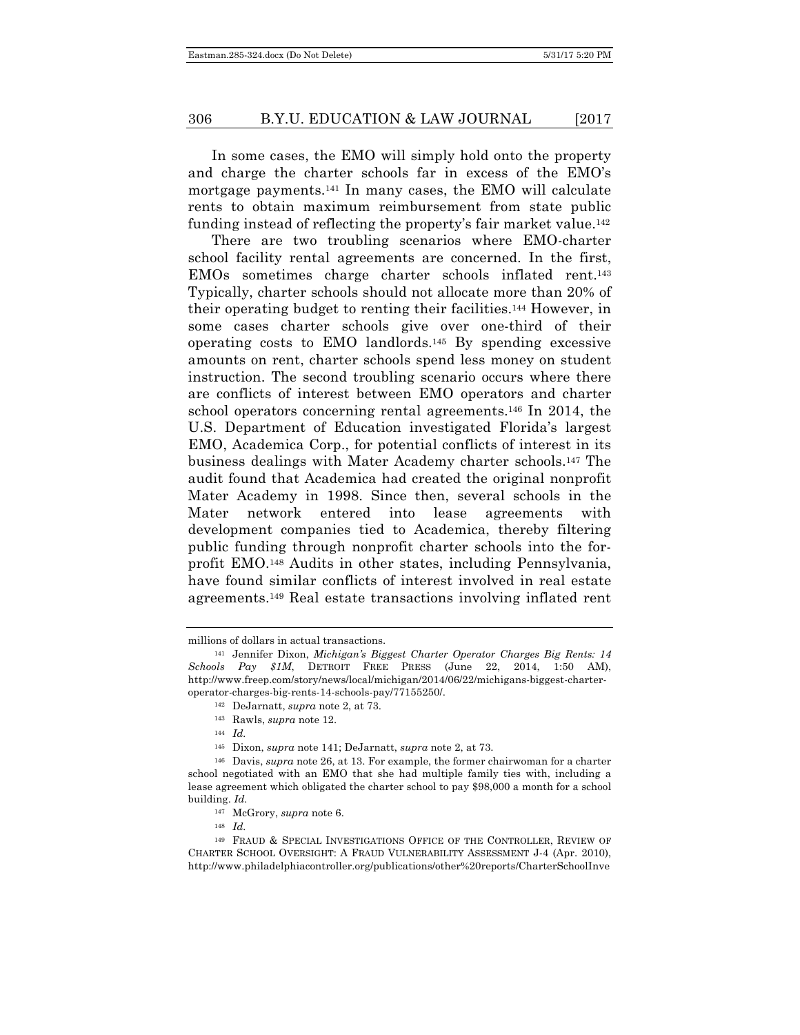In some cases, the EMO will simply hold onto the property and charge the charter schools far in excess of the EMO's mortgage payments.[141] In many cases, the EMO will calculate rents to obtain maximum reimbursement from state public funding instead of reflecting the property's fair market value.[142]

There are two troubling scenarios where EMO-charter school facility rental agreements are concerned. In the first, EMOs sometimes charge charter schools inflated rent.[143] Typically, charter schools should not allocate more than 20% of their operating budget to renting their facilities.[144] However, in some cases charter schools give over one-third of their operating costs to EMO landlords.[145] By spending excessive amounts on rent, charter schools spend less money on student instruction. The second troubling scenario occurs where there are conflicts of interest between EMO operators and charter school operators concerning rental agreements.[146] In 2014, the U.S. Department of Education investigated Florida's largest EMO, Academica Corp., for potential conflicts of interest in its business dealings with Mater Academy charter schools.[147] The audit found that Academica had created the original nonprofit Mater Academy in 1998. Since then, several schools in the Mater network entered into lease agreements with development companies tied to Academica, thereby filtering public funding through nonprofit charter schools into the for-profit EMO.[148] Audits in other states, including Pennsylvania, have found similar conflicts of interest involved in real estate agreements.[149] Real estate transactions involving inflated rent

---

millions of dollars in actual transactions.

[141] Jennifer Dixon, *Michigan's Biggest Charter Operator Charges Big Rents: 14 Schools Pay $1M*, DETROIT FREE PRESS (June 22, 2014, 1:50 AM), http://www.freep.com/story/news/local/michigan/2014/06/22/michigans-biggest-charter-operator-charges-big-rents-14-schools-pay/77155250/.

[142] DeJarnatt, *supra* note 2, at 73.

[143] Rawls, *supra* note 12.

[144] *Id.*

[145] Dixon, *supra* note 141; DeJarnatt, *supra* note 2, at 73.

[146] Davis, *supra* note 26, at 13. For example, the former chairwoman for a charter school negotiated with an EMO that she had multiple family ties with, including a lease agreement which obligated the charter school to pay $98,000 a month for a school building. *Id.*

[147] McGrory, *supra* note 6.

[148] *Id.*

[149] FRAUD & SPECIAL INVESTIGATIONS OFFICE OF THE CONTROLLER, REVIEW OF CHARTER SCHOOL OVERSIGHT: A FRAUD VULNERABILITY ASSESSMENT J-4 (Apr. 2010), http://www.philadelphiacontroller.org/publications/other%20reports/CharterSchoolInve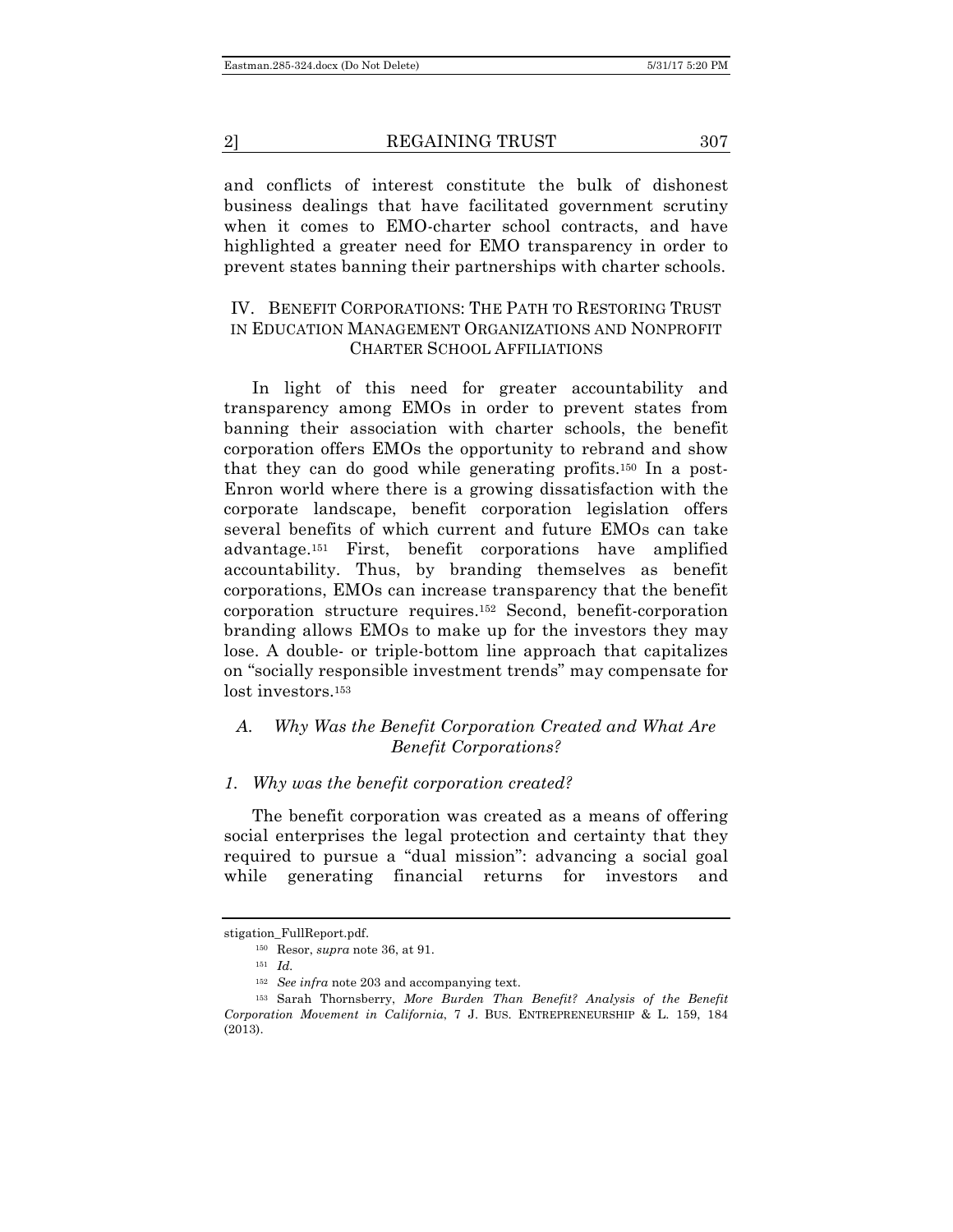and conflicts of interest constitute the bulk of dishonest business dealings that have facilitated government scrutiny when it comes to EMO-charter school contracts, and have highlighted a greater need for EMO transparency in order to prevent states banning their partnerships with charter schools.

## IV. BENEFIT CORPORATIONS: THE PATH TO RESTORING TRUST IN EDUCATION MANAGEMENT ORGANIZATIONS AND NONPROFIT CHARTER SCHOOL AFFILIATIONS

In light of this need for greater accountability and transparency among EMOs in order to prevent states from banning their association with charter schools, the benefit corporation offers EMOs the opportunity to rebrand and show that they can do good while generating profits.[150] In a post-Enron world where there is a growing dissatisfaction with the corporate landscape, benefit corporation legislation offers several benefits of which current and future EMOs can take advantage.[151] First, benefit corporations have amplified accountability. Thus, by branding themselves as benefit corporations, EMOs can increase transparency that the benefit corporation structure requires.[152] Second, benefit-corporation branding allows EMOs to make up for the investors they may lose. A double- or triple-bottom line approach that capitalizes on "socially responsible investment trends" may compensate for lost investors.[153]

### *A. Why Was the Benefit Corporation Created and What Are Benefit Corporations?*

#### *1. Why was the benefit corporation created?*

The benefit corporation was created as a means of offering social enterprises the legal protection and certainty that they required to pursue a "dual mission": advancing a social goal while generating financial returns for investors and

---

stigation_FullReport.pdf.

[150] Resor, *supra* note 36, at 91.

[151] *Id.*

[152] *See infra* note 203 and accompanying text.

[153] Sarah Thornsberry, *More Burden Than Benefit? Analysis of the Benefit Corporation Movement in California*, 7 J. BUS. ENTREPRENEURSHIP & L. 159, 184 (2013).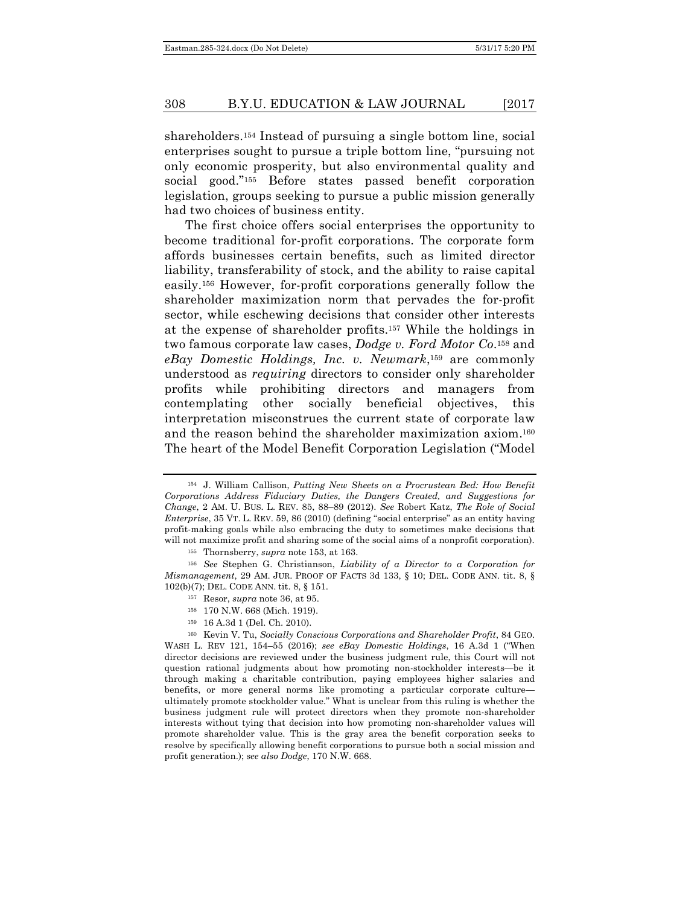shareholders.[154] Instead of pursuing a single bottom line, social enterprises sought to pursue a triple bottom line, "pursuing not only economic prosperity, but also environmental quality and social good."[155] Before states passed benefit corporation legislation, groups seeking to pursue a public mission generally had two choices of business entity.

The first choice offers social enterprises the opportunity to become traditional for-profit corporations. The corporate form affords businesses certain benefits, such as limited director liability, transferability of stock, and the ability to raise capital easily.[156] However, for-profit corporations generally follow the shareholder maximization norm that pervades the for-profit sector, while eschewing decisions that consider other interests at the expense of shareholder profits.[157] While the holdings in two famous corporate law cases, *Dodge v. Ford Motor Co*.[158] and *eBay Domestic Holdings, Inc. v. Newmark*,[159] are commonly understood as *requiring* directors to consider only shareholder profits while prohibiting directors and managers from contemplating other socially beneficial objectives, this interpretation misconstrues the current state of corporate law and the reason behind the shareholder maximization axiom.[160] The heart of the Model Benefit Corporation Legislation ("Model

---

[154] J. William Callison, *Putting New Sheets on a Procrustean Bed: How Benefit Corporations Address Fiduciary Duties, the Dangers Created, and Suggestions for Change*, 2 AM. U. BUS. L. REV. 85, 88–89 (2012). *See* Robert Katz, *The Role of Social Enterprise*, 35 VT. L. REV. 59, 86 (2010) (defining "social enterprise" as an entity having profit-making goals while also embracing the duty to sometimes make decisions that will not maximize profit and sharing some of the social aims of a nonprofit corporation).

[155] Thornsberry, *supra* note 153, at 163.

[156] *See* Stephen G. Christianson, *Liability of a Director to a Corporation for Mismanagement*, 29 AM. JUR. PROOF OF FACTS 3d 133, § 10; DEL. CODE ANN. tit. 8, § 102(b)(7); DEL. CODE ANN. tit. 8, § 151.

[157] Resor, *supra* note 36, at 95.

[158] 170 N.W. 668 (Mich. 1919).

[159] 16 A.3d 1 (Del. Ch. 2010).

[160] Kevin V. Tu, *Socially Conscious Corporations and Shareholder Profit*, 84 GEO. WASH L. REV 121, 154–55 (2016); *see eBay Domestic Holdings*, 16 A.3d 1 ("When director decisions are reviewed under the business judgment rule, this Court will not question rational judgments about how promoting non-stockholder interests—be it through making a charitable contribution, paying employees higher salaries and benefits, or more general norms like promoting a particular corporate culture—ultimately promote stockholder value." What is unclear from this ruling is whether the business judgment rule will protect directors when they promote non-shareholder interests without tying that decision into how promoting non-shareholder values will promote shareholder value. This is the gray area the benefit corporation seeks to resolve by specifically allowing benefit corporations to pursue both a social mission and profit generation.); *see also Dodge*, 170 N.W. 668.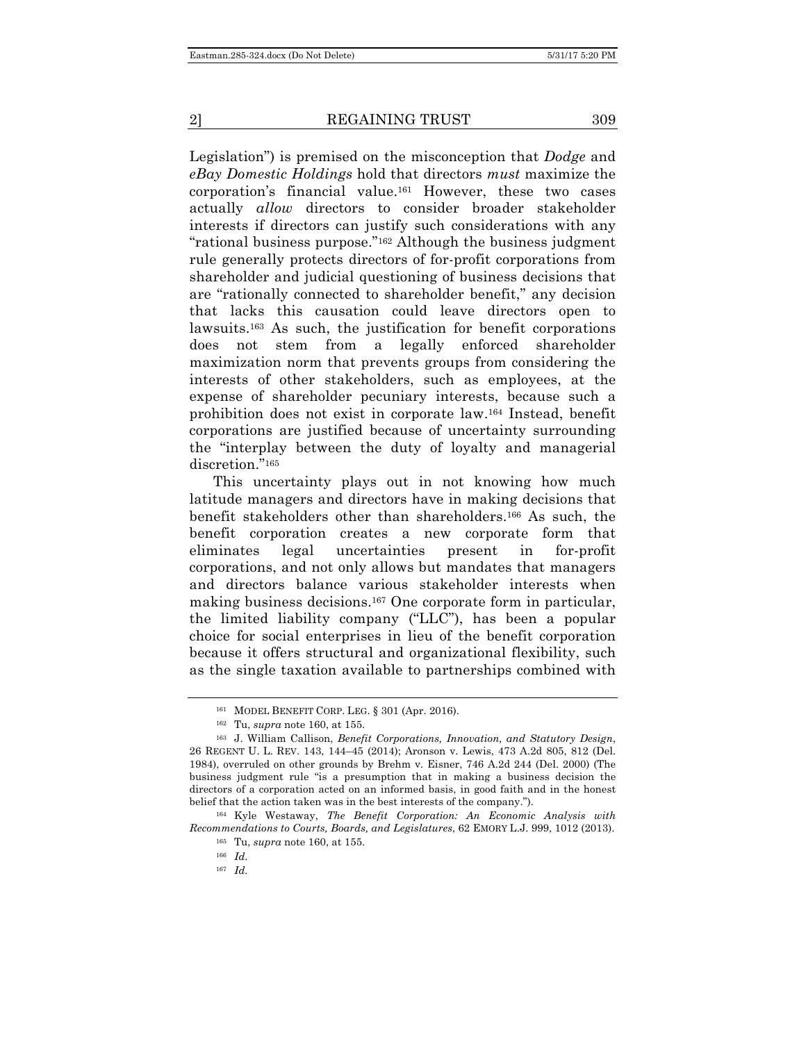Legislation") is premised on the misconception that *Dodge* and *eBay Domestic Holdings* hold that directors *must* maximize the corporation's financial value.[161] However, these two cases actually *allow* directors to consider broader stakeholder interests if directors can justify such considerations with any "rational business purpose."[162] Although the business judgment rule generally protects directors of for-profit corporations from shareholder and judicial questioning of business decisions that are "rationally connected to shareholder benefit," any decision that lacks this causation could leave directors open to lawsuits.[163] As such, the justification for benefit corporations does not stem from a legally enforced shareholder maximization norm that prevents groups from considering the interests of other stakeholders, such as employees, at the expense of shareholder pecuniary interests, because such a prohibition does not exist in corporate law.[164] Instead, benefit corporations are justified because of uncertainty surrounding the "interplay between the duty of loyalty and managerial discretion."[165]

This uncertainty plays out in not knowing how much latitude managers and directors have in making decisions that benefit stakeholders other than shareholders.[166] As such, the benefit corporation creates a new corporate form that eliminates legal uncertainties present in for-profit corporations, and not only allows but mandates that managers and directors balance various stakeholder interests when making business decisions.[167] One corporate form in particular, the limited liability company ("LLC"), has been a popular choice for social enterprises in lieu of the benefit corporation because it offers structural and organizational flexibility, such as the single taxation available to partnerships combined with

---

[161] MODEL BENEFIT CORP. LEG. § 301 (Apr. 2016).

[162] Tu, *supra* note 160, at 155.

[163] J. William Callison, *Benefit Corporations, Innovation, and Statutory Design*, 26 REGENT U. L. REV. 143, 144–45 (2014); Aronson v. Lewis, 473 A.2d 805, 812 (Del. 1984), overruled on other grounds by Brehm v. Eisner, 746 A.2d 244 (Del. 2000) (The business judgment rule "is a presumption that in making a business decision the directors of a corporation acted on an informed basis, in good faith and in the honest belief that the action taken was in the best interests of the company.").

[164] Kyle Westaway, *The Benefit Corporation: An Economic Analysis with Recommendations to Courts, Boards, and Legislatures*, 62 EMORY L.J. 999, 1012 (2013).

[165] Tu, *supra* note 160, at 155.

[166] *Id.*

[167] *Id.*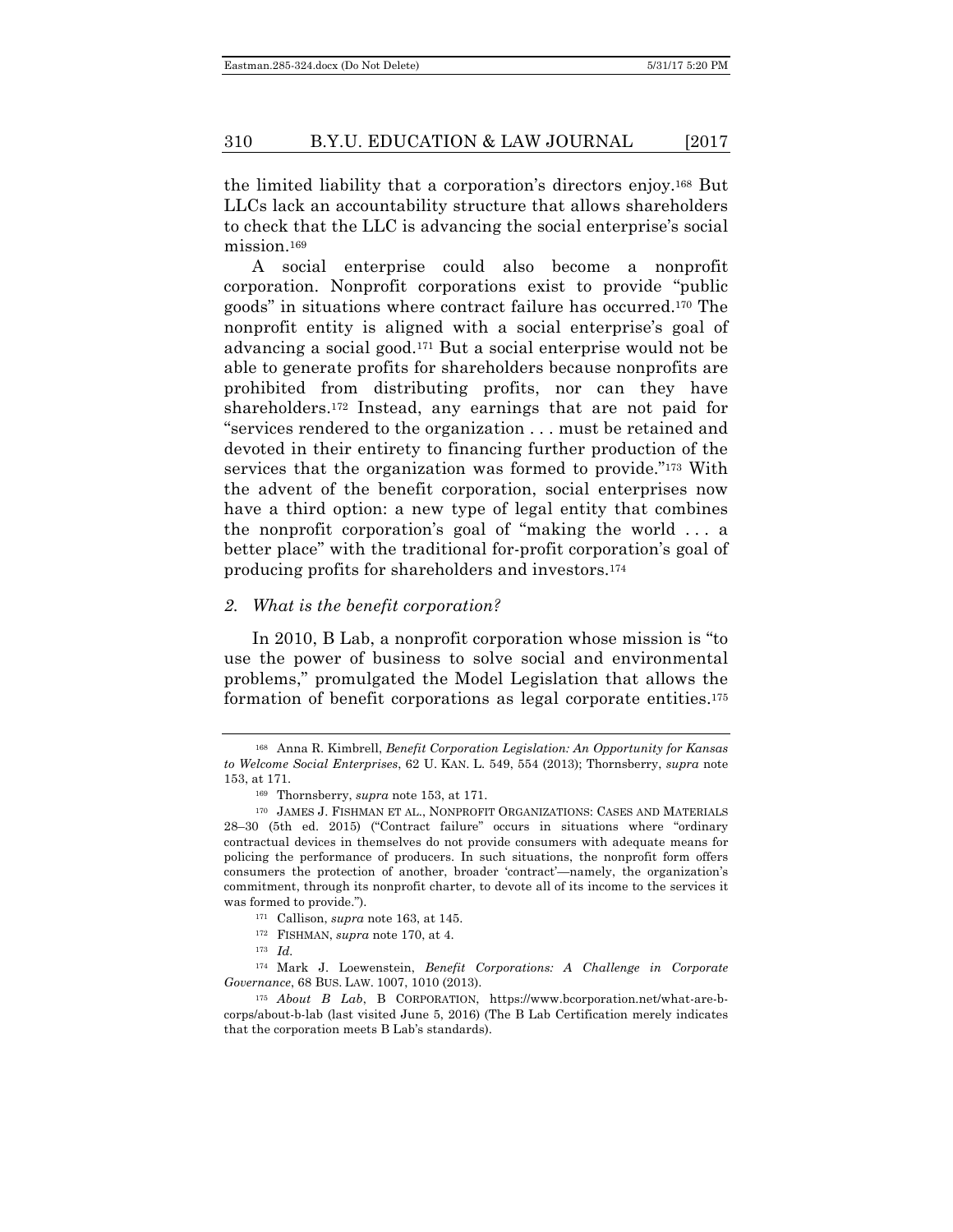the limited liability that a corporation's directors enjoy.[168] But LLCs lack an accountability structure that allows shareholders to check that the LLC is advancing the social enterprise's social mission.[169]

A social enterprise could also become a nonprofit corporation. Nonprofit corporations exist to provide "public goods" in situations where contract failure has occurred.[170] The nonprofit entity is aligned with a social enterprise's goal of advancing a social good.[171] But a social enterprise would not be able to generate profits for shareholders because nonprofits are prohibited from distributing profits, nor can they have shareholders.[172] Instead, any earnings that are not paid for "services rendered to the organization . . . must be retained and devoted in their entirety to financing further production of the services that the organization was formed to provide."[173] With the advent of the benefit corporation, social enterprises now have a third option: a new type of legal entity that combines the nonprofit corporation's goal of "making the world . . . a better place" with the traditional for-profit corporation's goal of producing profits for shareholders and investors.[174]

### *2. What is the benefit corporation?*

In 2010, B Lab, a nonprofit corporation whose mission is "to use the power of business to solve social and environmental problems," promulgated the Model Legislation that allows the formation of benefit corporations as legal corporate entities.[175]

---

[168] Anna R. Kimbrell, *Benefit Corporation Legislation: An Opportunity for Kansas to Welcome Social Enterprises*, 62 U. KAN. L. 549, 554 (2013); Thornsberry, *supra* note 153, at 171.

[169] Thornsberry, *supra* note 153, at 171.

[170] JAMES J. FISHMAN ET AL., NONPROFIT ORGANIZATIONS: CASES AND MATERIALS 28–30 (5th ed. 2015) ("Contract failure" occurs in situations where "ordinary contractual devices in themselves do not provide consumers with adequate means for policing the performance of producers. In such situations, the nonprofit form offers consumers the protection of another, broader 'contract'—namely, the organization's commitment, through its nonprofit charter, to devote all of its income to the services it was formed to provide.").

[171] Callison, *supra* note 163, at 145.

[172] FISHMAN, *supra* note 170, at 4.

[173] *Id.*

[174] Mark J. Loewenstein, *Benefit Corporations: A Challenge in Corporate Governance*, 68 BUS. LAW. 1007, 1010 (2013).

[175] *About B Lab*, B CORPORATION, https://www.bcorporation.net/what-are-b-corps/about-b-lab (last visited June 5, 2016) (The B Lab Certification merely indicates that the corporation meets B Lab's standards).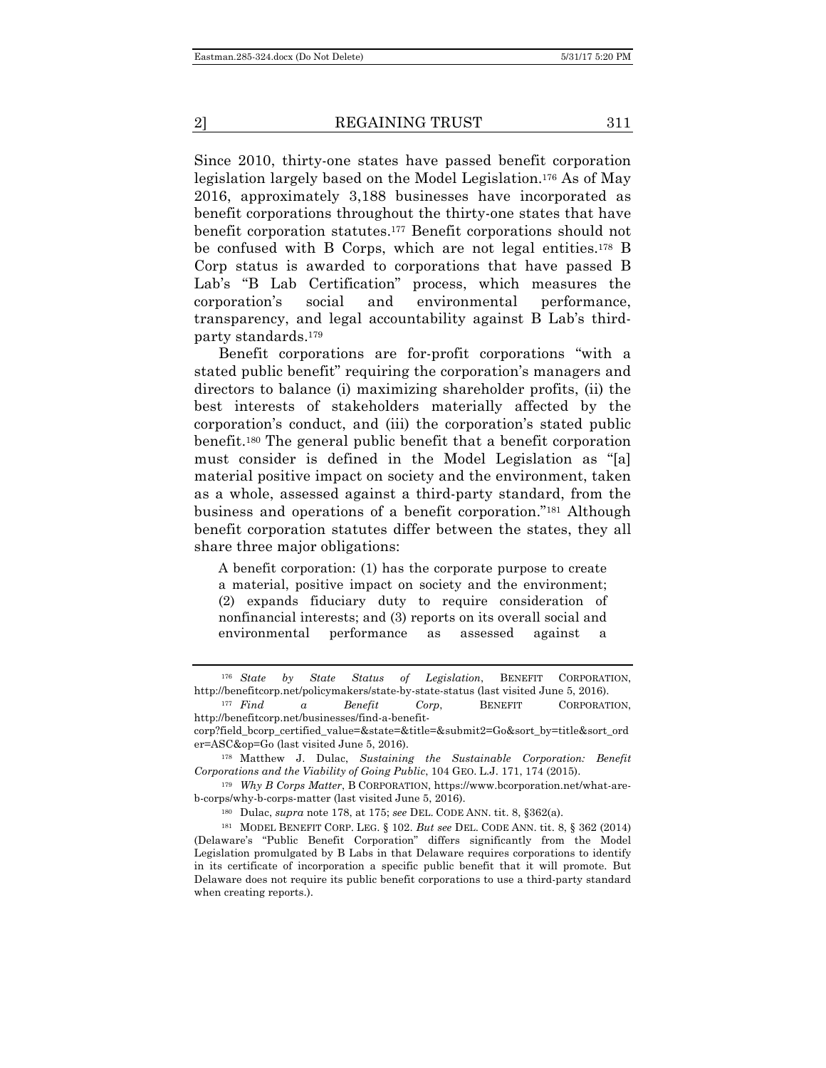Since 2010, thirty-one states have passed benefit corporation legislation largely based on the Model Legislation.[176] As of May 2016, approximately 3,188 businesses have incorporated as benefit corporations throughout the thirty-one states that have benefit corporation statutes.[177] Benefit corporations should not be confused with B Corps, which are not legal entities.[178] B Corp status is awarded to corporations that have passed B Lab's "B Lab Certification" process, which measures the corporation's social and environmental performance, transparency, and legal accountability against B Lab's third-party standards.[179]

Benefit corporations are for-profit corporations "with a stated public benefit" requiring the corporation's managers and directors to balance (i) maximizing shareholder profits, (ii) the best interests of stakeholders materially affected by the corporation's conduct, and (iii) the corporation's stated public benefit.[180] The general public benefit that a benefit corporation must consider is defined in the Model Legislation as "[a] material positive impact on society and the environment, taken as a whole, assessed against a third-party standard, from the business and operations of a benefit corporation."[181] Although benefit corporation statutes differ between the states, they all share three major obligations:

> A benefit corporation: (1) has the corporate purpose to create a material, positive impact on society and the environment; (2) expands fiduciary duty to require consideration of nonfinancial interests; and (3) reports on its overall social and environmental performance as assessed against a

---

[176] *State by State Status of Legislation*, BENEFIT CORPORATION, http://benefitcorp.net/policymakers/state-by-state-status (last visited June 5, 2016).

[177] *Find a Benefit Corp*, BENEFIT CORPORATION, http://benefitcorp.net/businesses/find-a-benefit-corp?field_bcorp_certified_value=&state=&title=&submit2=Go&sort_by=title&sort_order=ASC&op=Go (last visited June 5, 2016).

[178] Matthew J. Dulac, *Sustaining the Sustainable Corporation: Benefit Corporations and the Viability of Going Public*, 104 GEO. L.J. 171, 174 (2015).

[179] *Why B Corps Matter*, B CORPORATION, https://www.bcorporation.net/what-are-b-corps/why-b-corps-matter (last visited June 5, 2016).

[180] Dulac, *supra* note 178, at 175; *see* DEL. CODE ANN. tit. 8, §362(a).

[181] MODEL BENEFIT CORP. LEG. § 102. *But see* DEL. CODE ANN. tit. 8, § 362 (2014) (Delaware's "Public Benefit Corporation" differs significantly from the Model Legislation promulgated by B Labs in that Delaware requires corporations to identify in its certificate of incorporation a specific public benefit that it will promote. But Delaware does not require its public benefit corporations to use a third-party standard when creating reports.).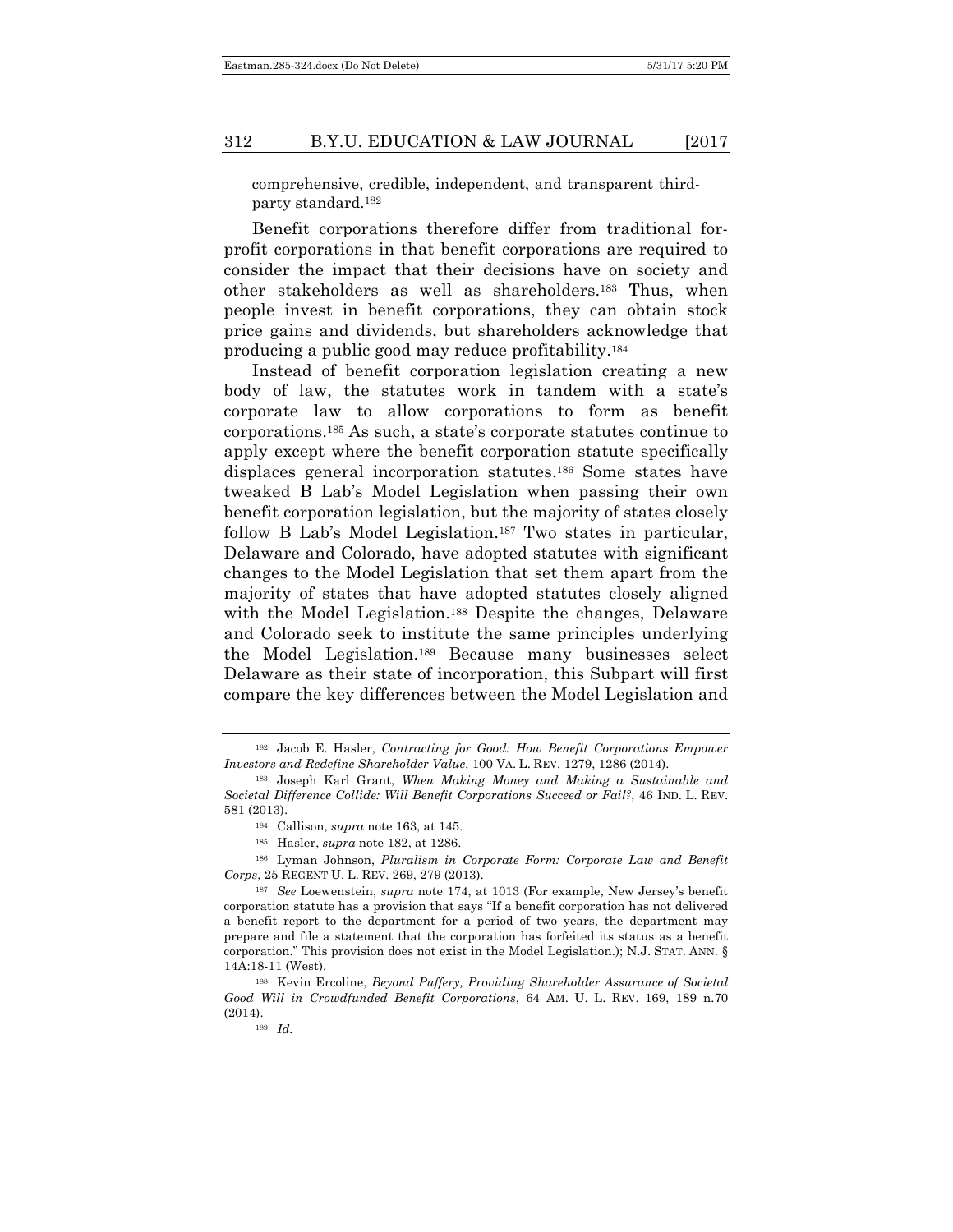comprehensive, credible, independent, and transparent third-party standard.[182]

Benefit corporations therefore differ from traditional for-profit corporations in that benefit corporations are required to consider the impact that their decisions have on society and other stakeholders as well as shareholders.[183] Thus, when people invest in benefit corporations, they can obtain stock price gains and dividends, but shareholders acknowledge that producing a public good may reduce profitability.[184]

Instead of benefit corporation legislation creating a new body of law, the statutes work in tandem with a state's corporate law to allow corporations to form as benefit corporations.[185] As such, a state's corporate statutes continue to apply except where the benefit corporation statute specifically displaces general incorporation statutes.[186] Some states have tweaked B Lab's Model Legislation when passing their own benefit corporation legislation, but the majority of states closely follow B Lab's Model Legislation.[187] Two states in particular, Delaware and Colorado, have adopted statutes with significant changes to the Model Legislation that set them apart from the majority of states that have adopted statutes closely aligned with the Model Legislation.[188] Despite the changes, Delaware and Colorado seek to institute the same principles underlying the Model Legislation.[189] Because many businesses select Delaware as their state of incorporation, this Subpart will first compare the key differences between the Model Legislation and

---

[182] Jacob E. Hasler, *Contracting for Good: How Benefit Corporations Empower Investors and Redefine Shareholder Value*, 100 VA. L. REV. 1279, 1286 (2014).

[183] Joseph Karl Grant, *When Making Money and Making a Sustainable and Societal Difference Collide: Will Benefit Corporations Succeed or Fail?*, 46 IND. L. REV. 581 (2013).

[184] Callison, *supra* note 163, at 145.

[185] Hasler, *supra* note 182, at 1286.

[186] Lyman Johnson, *Pluralism in Corporate Form: Corporate Law and Benefit Corps*, 25 REGENT U. L. REV. 269, 279 (2013).

[187] *See* Loewenstein, *supra* note 174, at 1013 (For example, New Jersey's benefit corporation statute has a provision that says "If a benefit corporation has not delivered a benefit report to the department for a period of two years, the department may prepare and file a statement that the corporation has forfeited its status as a benefit corporation." This provision does not exist in the Model Legislation.); N.J. STAT. ANN. § 14A:18-11 (West).

[188] Kevin Ercoline, *Beyond Puffery, Providing Shareholder Assurance of Societal Good Will in Crowdfunded Benefit Corporations*, 64 AM. U. L. REV. 169, 189 n.70 (2014).

[189] *Id.*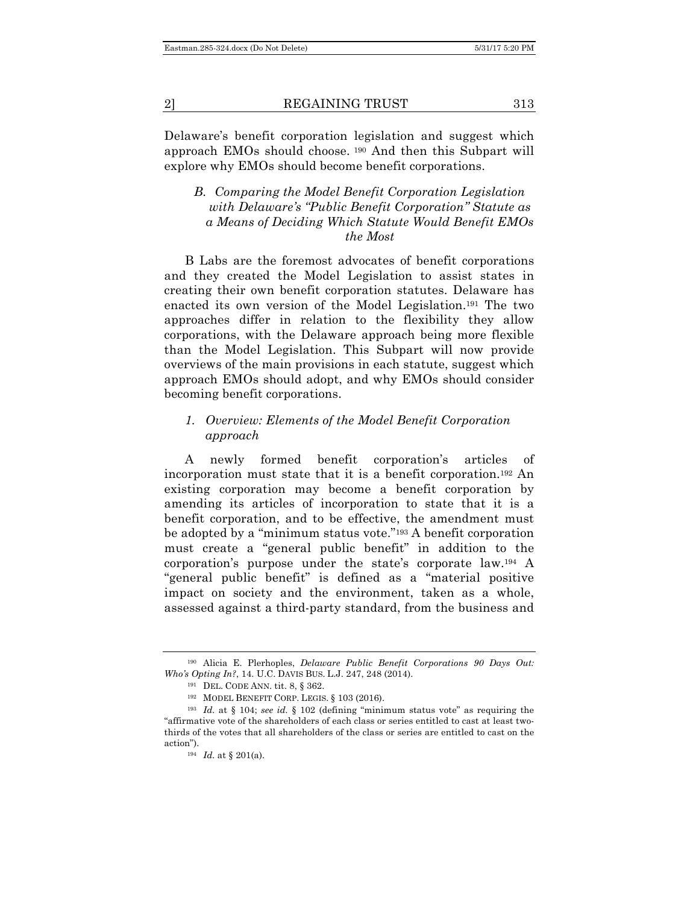Delaware's benefit corporation legislation and suggest which approach EMOs should choose. [190] And then this Subpart will explore why EMOs should become benefit corporations.

### *B. Comparing the Model Benefit Corporation Legislation with Delaware's "Public Benefit Corporation" Statute as a Means of Deciding Which Statute Would Benefit EMOs the Most*

B Labs are the foremost advocates of benefit corporations and they created the Model Legislation to assist states in creating their own benefit corporation statutes. Delaware has enacted its own version of the Model Legislation.[191] The two approaches differ in relation to the flexibility they allow corporations, with the Delaware approach being more flexible than the Model Legislation. This Subpart will now provide overviews of the main provisions in each statute, suggest which approach EMOs should adopt, and why EMOs should consider becoming benefit corporations.

#### *1. Overview: Elements of the Model Benefit Corporation approach*

A newly formed benefit corporation's articles of incorporation must state that it is a benefit corporation.[192] An existing corporation may become a benefit corporation by amending its articles of incorporation to state that it is a benefit corporation, and to be effective, the amendment must be adopted by a "minimum status vote."[193] A benefit corporation must create a "general public benefit" in addition to the corporation's purpose under the state's corporate law.[194] A "general public benefit" is defined as a "material positive impact on society and the environment, taken as a whole, assessed against a third-party standard, from the business and

---

[190] Alicia E. Plerhoples, *Delaware Public Benefit Corporations 90 Days Out: Who's Opting In?*, 14. U.C. DAVIS BUS. L.J. 247, 248 (2014).

[191] DEL. CODE ANN. tit. 8, § 362.

[192] MODEL BENEFIT CORP. LEGIS. § 103 (2016).

[193] *Id.* at § 104; *see id.* § 102 (defining "minimum status vote" as requiring the "affirmative vote of the shareholders of each class or series entitled to cast at least two-thirds of the votes that all shareholders of the class or series are entitled to cast on the action").

[194] *Id.* at § 201(a).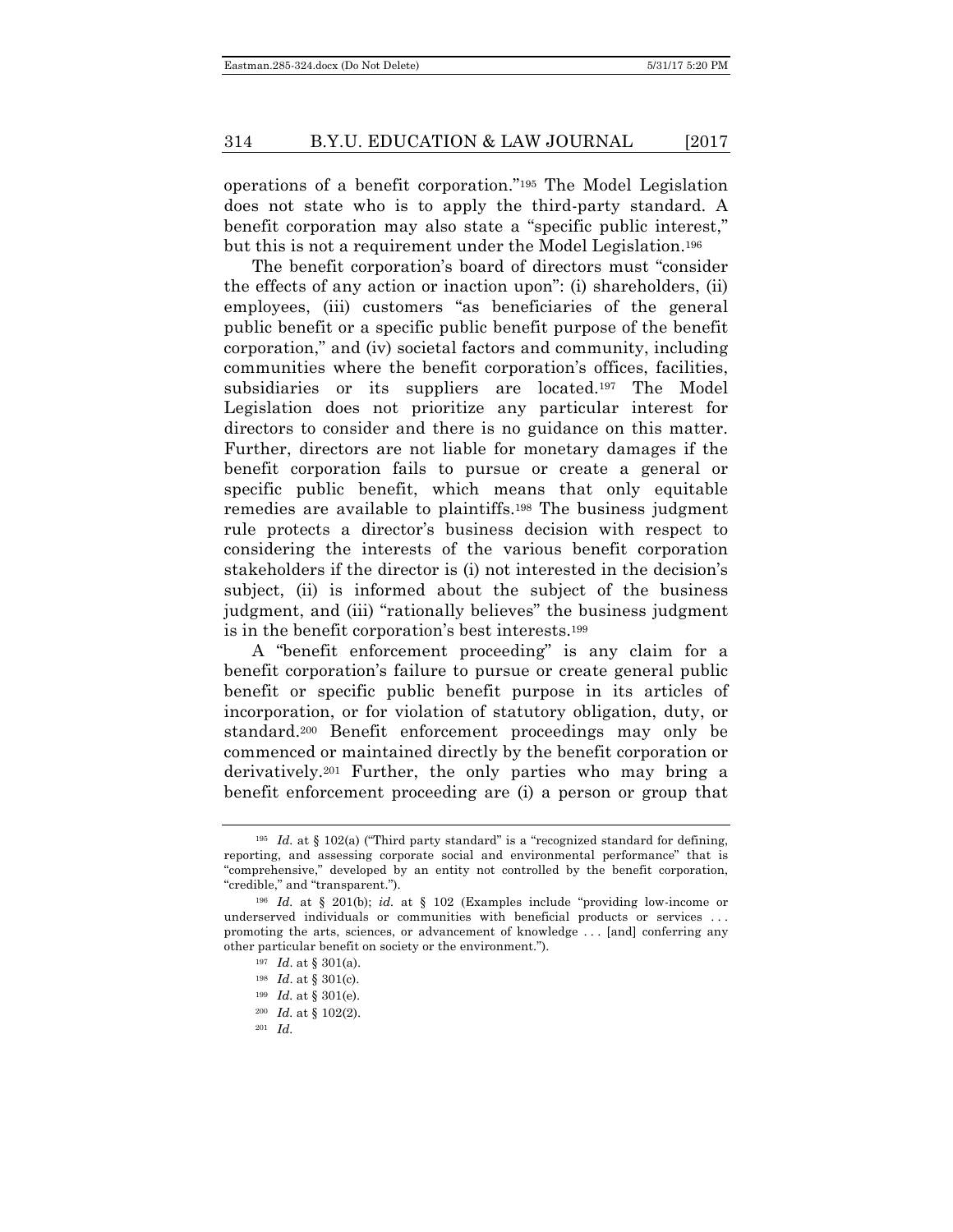operations of a benefit corporation."[195] The Model Legislation does not state who is to apply the third-party standard. A benefit corporation may also state a "specific public interest," but this is not a requirement under the Model Legislation.[196]

The benefit corporation's board of directors must "consider the effects of any action or inaction upon": (i) shareholders, (ii) employees, (iii) customers "as beneficiaries of the general public benefit or a specific public benefit purpose of the benefit corporation," and (iv) societal factors and community, including communities where the benefit corporation's offices, facilities, subsidiaries or its suppliers are located.[197] The Model Legislation does not prioritize any particular interest for directors to consider and there is no guidance on this matter. Further, directors are not liable for monetary damages if the benefit corporation fails to pursue or create a general or specific public benefit, which means that only equitable remedies are available to plaintiffs.[198] The business judgment rule protects a director's business decision with respect to considering the interests of the various benefit corporation stakeholders if the director is (i) not interested in the decision's subject, (ii) is informed about the subject of the business judgment, and (iii) "rationally believes" the business judgment is in the benefit corporation's best interests.[199]

A "benefit enforcement proceeding" is any claim for a benefit corporation's failure to pursue or create general public benefit or specific public benefit purpose in its articles of incorporation, or for violation of statutory obligation, duty, or standard.[200] Benefit enforcement proceedings may only be commenced or maintained directly by the benefit corporation or derivatively.[201] Further, the only parties who may bring a benefit enforcement proceeding are (i) a person or group that

---

[195] *Id.* at § 102(a) ("Third party standard" is a "recognized standard for defining, reporting, and assessing corporate social and environmental performance" that is "comprehensive," developed by an entity not controlled by the benefit corporation, "credible," and "transparent.").

[196] *Id.* at § 201(b); *id.* at § 102 (Examples include "providing low-income or underserved individuals or communities with beneficial products or services . . . promoting the arts, sciences, or advancement of knowledge . . . [and] conferring any other particular benefit on society or the environment.").

[197] *Id.* at § 301(a).

[198] *Id.* at § 301(c).

[199] *Id.* at § 301(e).

[200] *Id.* at § 102(2).

[201] *Id.*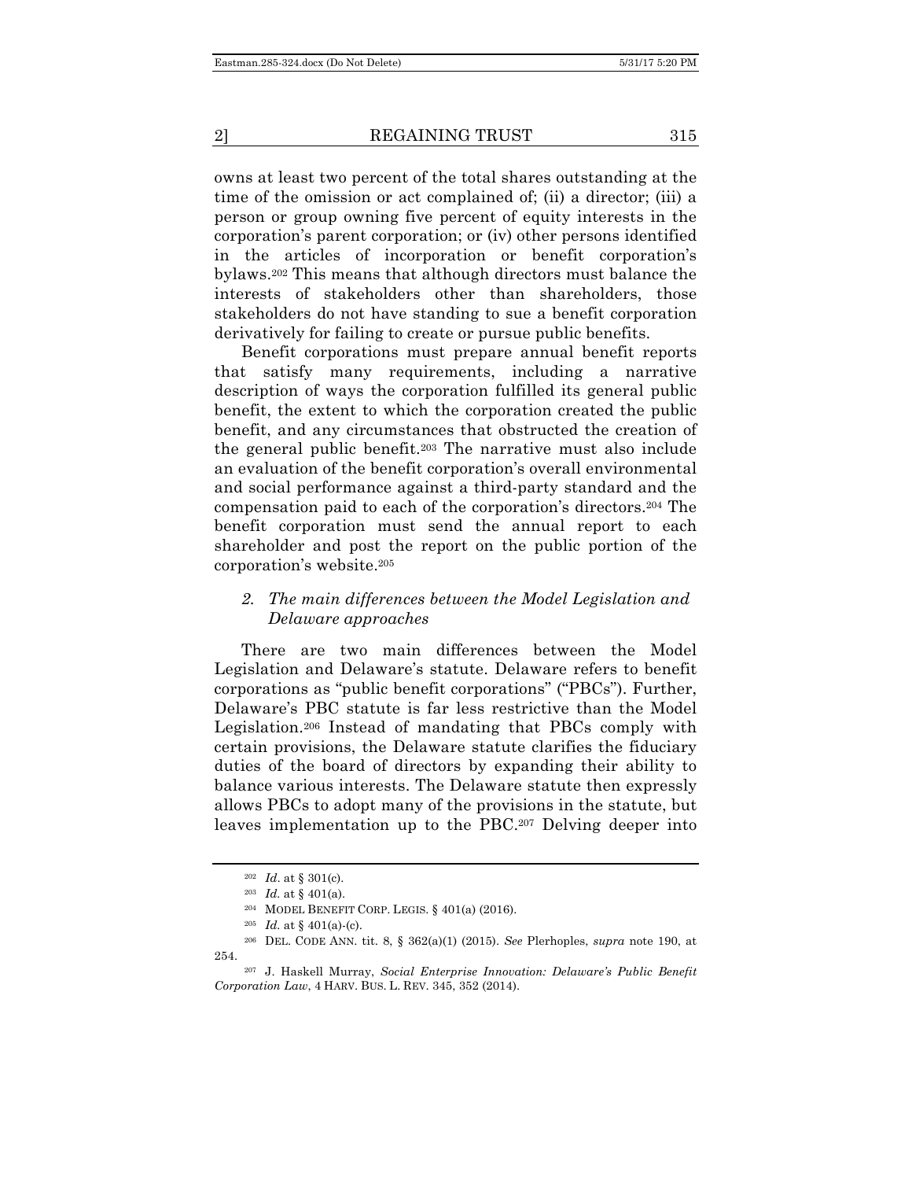owns at least two percent of the total shares outstanding at the time of the omission or act complained of; (ii) a director; (iii) a person or group owning five percent of equity interests in the corporation's parent corporation; or (iv) other persons identified in the articles of incorporation or benefit corporation's bylaws.[202] This means that although directors must balance the interests of stakeholders other than shareholders, those stakeholders do not have standing to sue a benefit corporation derivatively for failing to create or pursue public benefits.

Benefit corporations must prepare annual benefit reports that satisfy many requirements, including a narrative description of ways the corporation fulfilled its general public benefit, the extent to which the corporation created the public benefit, and any circumstances that obstructed the creation of the general public benefit.[203] The narrative must also include an evaluation of the benefit corporation's overall environmental and social performance against a third-party standard and the compensation paid to each of the corporation's directors.[204] The benefit corporation must send the annual report to each shareholder and post the report on the public portion of the corporation's website.[205]

### *2. The main differences between the Model Legislation and Delaware approaches*

There are two main differences between the Model Legislation and Delaware's statute. Delaware refers to benefit corporations as "public benefit corporations" ("PBCs"). Further, Delaware's PBC statute is far less restrictive than the Model Legislation.[206] Instead of mandating that PBCs comply with certain provisions, the Delaware statute clarifies the fiduciary duties of the board of directors by expanding their ability to balance various interests. The Delaware statute then expressly allows PBCs to adopt many of the provisions in the statute, but leaves implementation up to the PBC.[207] Delving deeper into

---

[202] *Id.* at § 301(c).

[203] *Id.* at § 401(a).

[204] MODEL BENEFIT CORP. LEGIS. § 401(a) (2016).

[205] *Id.* at § 401(a)-(c).

[206] DEL. CODE ANN. tit. 8, § 362(a)(1) (2015). *See* Plerhoples, *supra* note 190, at 254.

[207] J. Haskell Murray, *Social Enterprise Innovation: Delaware's Public Benefit Corporation Law*, 4 HARV. BUS. L. REV. 345, 352 (2014).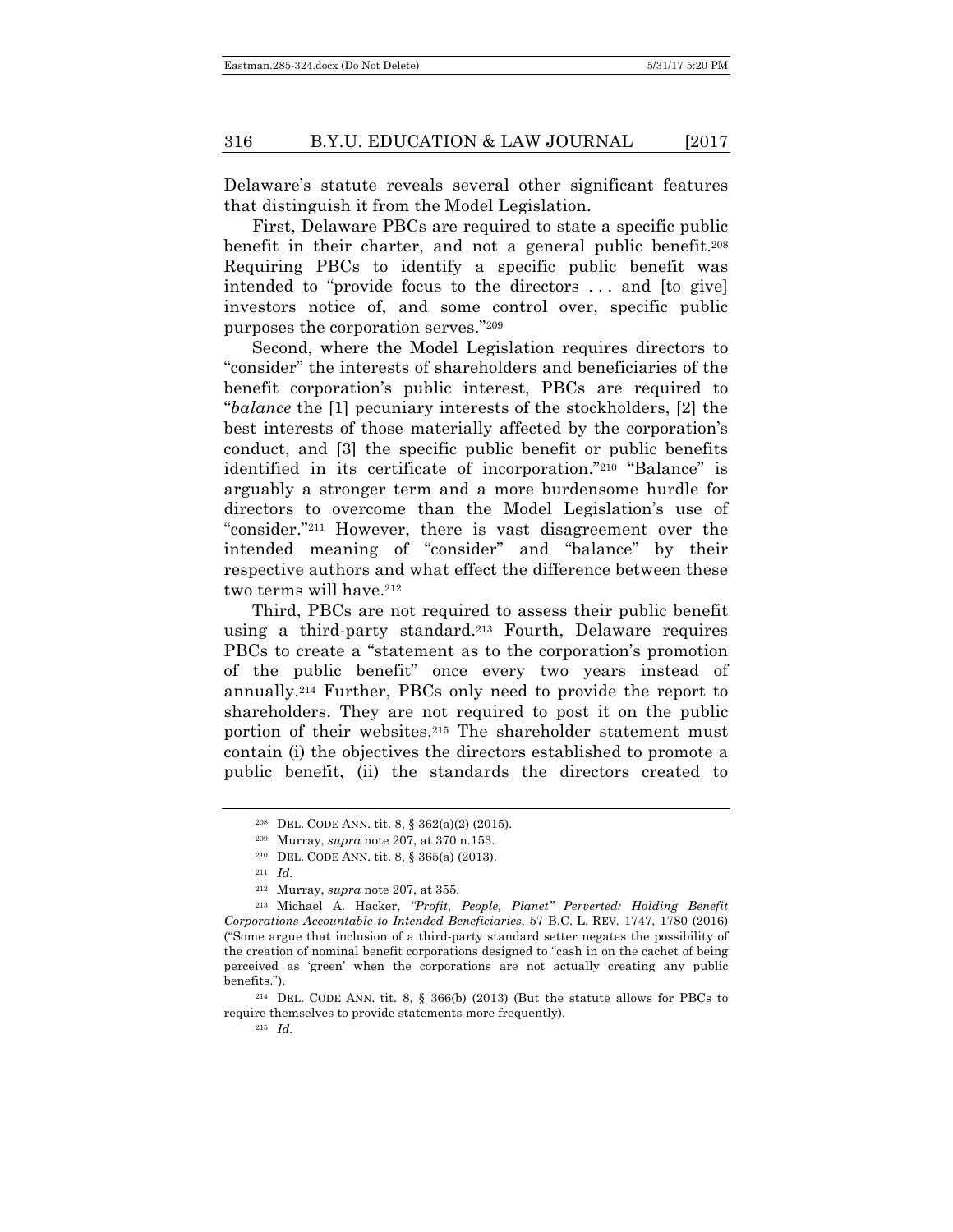Delaware's statute reveals several other significant features that distinguish it from the Model Legislation.

First, Delaware PBCs are required to state a specific public benefit in their charter, and not a general public benefit.[208] Requiring PBCs to identify a specific public benefit was intended to "provide focus to the directors . . . and [to give] investors notice of, and some control over, specific public purposes the corporation serves."[209]

Second, where the Model Legislation requires directors to "consider" the interests of shareholders and beneficiaries of the benefit corporation's public interest, PBCs are required to "*balance* the [1] pecuniary interests of the stockholders, [2] the best interests of those materially affected by the corporation's conduct, and [3] the specific public benefit or public benefits identified in its certificate of incorporation."[210] "Balance" is arguably a stronger term and a more burdensome hurdle for directors to overcome than the Model Legislation's use of "consider."[211] However, there is vast disagreement over the intended meaning of "consider" and "balance" by their respective authors and what effect the difference between these two terms will have.[212]

Third, PBCs are not required to assess their public benefit using a third-party standard.[213] Fourth, Delaware requires PBCs to create a "statement as to the corporation's promotion of the public benefit" once every two years instead of annually.[214] Further, PBCs only need to provide the report to shareholders. They are not required to post it on the public portion of their websites.[215] The shareholder statement must contain (i) the objectives the directors established to promote a public benefit, (ii) the standards the directors created to

---

[208] DEL. CODE ANN. tit. 8, § 362(a)(2) (2015).

[209] Murray, *supra* note 207, at 370 n.153.

[210] DEL. CODE ANN. tit. 8, § 365(a) (2013).

[211] *Id.*

[212] Murray, *supra* note 207, at 355.

[213] Michael A. Hacker, *"Profit, People, Planet" Perverted: Holding Benefit Corporations Accountable to Intended Beneficiaries*, 57 B.C. L. REV. 1747, 1780 (2016) ("Some argue that inclusion of a third-party standard setter negates the possibility of the creation of nominal benefit corporations designed to "cash in on the cachet of being perceived as 'green' when the corporations are not actually creating any public benefits.").

[214] DEL. CODE ANN. tit. 8, § 366(b) (2013) (But the statute allows for PBCs to require themselves to provide statements more frequently).

[215] *Id.*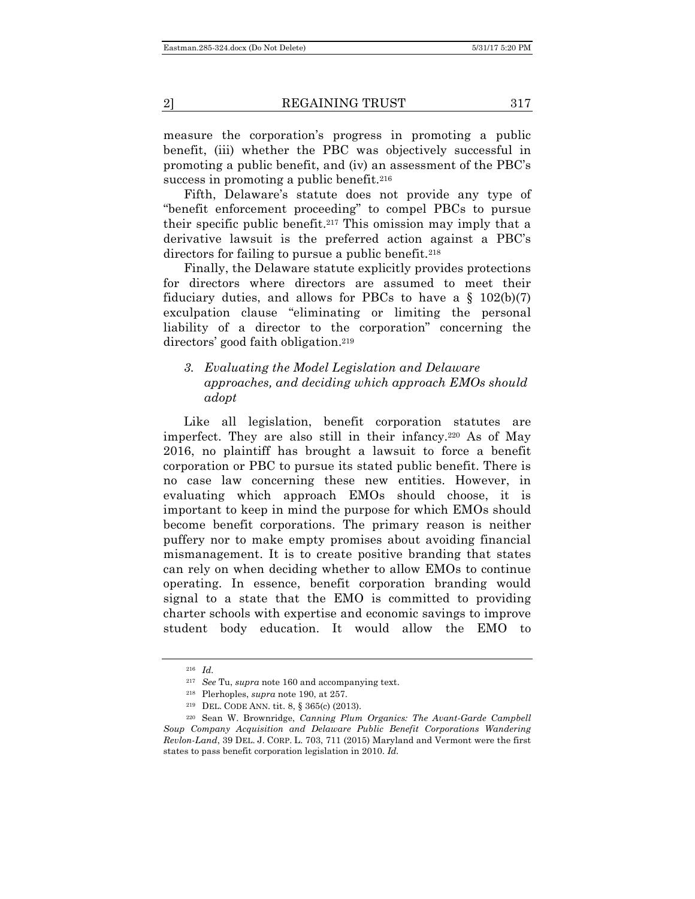measure the corporation's progress in promoting a public benefit, (iii) whether the PBC was objectively successful in promoting a public benefit, and (iv) an assessment of the PBC's success in promoting a public benefit.[216]

Fifth, Delaware's statute does not provide any type of "benefit enforcement proceeding" to compel PBCs to pursue their specific public benefit.[217] This omission may imply that a derivative lawsuit is the preferred action against a PBC's directors for failing to pursue a public benefit.[218]

Finally, the Delaware statute explicitly provides protections for directors where directors are assumed to meet their fiduciary duties, and allows for PBCs to have a § 102(b)(7) exculpation clause "eliminating or limiting the personal liability of a director to the corporation" concerning the directors' good faith obligation.[219]

### *3. Evaluating the Model Legislation and Delaware approaches, and deciding which approach EMOs should adopt*

Like all legislation, benefit corporation statutes are imperfect. They are also still in their infancy.[220] As of May 2016, no plaintiff has brought a lawsuit to force a benefit corporation or PBC to pursue its stated public benefit. There is no case law concerning these new entities. However, in evaluating which approach EMOs should choose, it is important to keep in mind the purpose for which EMOs should become benefit corporations. The primary reason is neither puffery nor to make empty promises about avoiding financial mismanagement. It is to create positive branding that states can rely on when deciding whether to allow EMOs to continue operating. In essence, benefit corporation branding would signal to a state that the EMO is committed to providing charter schools with expertise and economic savings to improve student body education. It would allow the EMO to

---

[216] *Id.*

[217] *See* Tu, *supra* note 160 and accompanying text.

[218] Plerhoples, *supra* note 190, at 257.

[219] DEL. CODE ANN. tit. 8, § 365(c) (2013).

[220] Sean W. Brownridge, *Canning Plum Organics: The Avant-Garde Campbell Soup Company Acquisition and Delaware Public Benefit Corporations Wandering Revlon-Land*, 39 DEL. J. CORP. L. 703, 711 (2015) Maryland and Vermont were the first states to pass benefit corporation legislation in 2010. *Id.*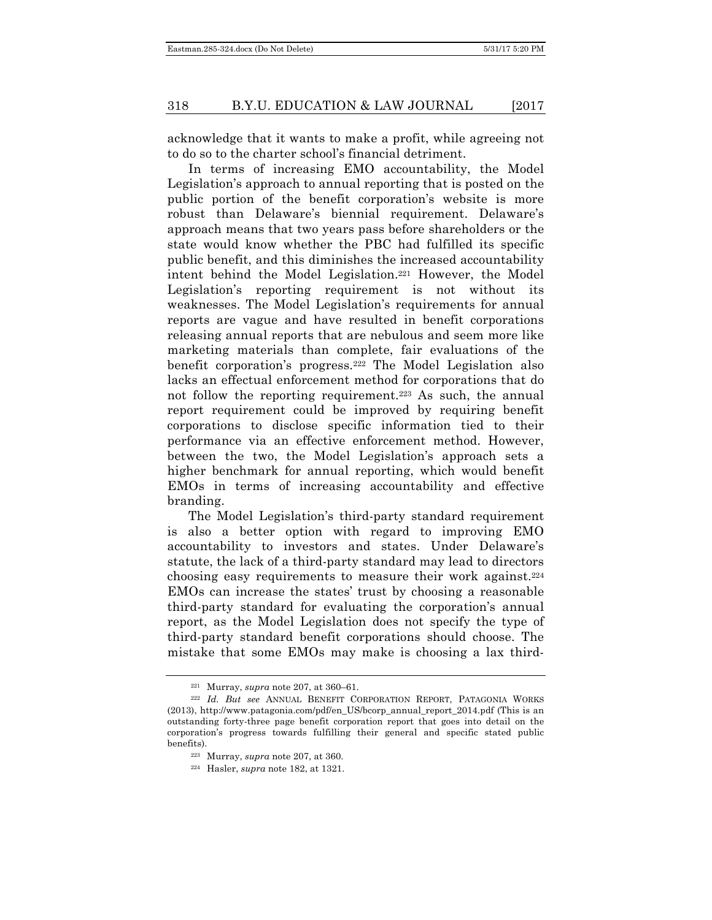acknowledge that it wants to make a profit, while agreeing not to do so to the charter school's financial detriment.

In terms of increasing EMO accountability, the Model Legislation's approach to annual reporting that is posted on the public portion of the benefit corporation's website is more robust than Delaware's biennial requirement. Delaware's approach means that two years pass before shareholders or the state would know whether the PBC had fulfilled its specific public benefit, and this diminishes the increased accountability intent behind the Model Legislation.[221] However, the Model Legislation's reporting requirement is not without its weaknesses. The Model Legislation's requirements for annual reports are vague and have resulted in benefit corporations releasing annual reports that are nebulous and seem more like marketing materials than complete, fair evaluations of the benefit corporation's progress.[222] The Model Legislation also lacks an effectual enforcement method for corporations that do not follow the reporting requirement.[223] As such, the annual report requirement could be improved by requiring benefit corporations to disclose specific information tied to their performance via an effective enforcement method. However, between the two, the Model Legislation's approach sets a higher benchmark for annual reporting, which would benefit EMOs in terms of increasing accountability and effective branding.

The Model Legislation's third-party standard requirement is also a better option with regard to improving EMO accountability to investors and states. Under Delaware's statute, the lack of a third-party standard may lead to directors choosing easy requirements to measure their work against.[224] EMOs can increase the states' trust by choosing a reasonable third-party standard for evaluating the corporation's annual report, as the Model Legislation does not specify the type of third-party standard benefit corporations should choose. The mistake that some EMOs may make is choosing a lax third-

---

[221] Murray, *supra* note 207, at 360–61.

[222] *Id. But see* ANNUAL BENEFIT CORPORATION REPORT, PATAGONIA WORKS (2013), http://www.patagonia.com/pdf/en_US/bcorp_annual_report_2014.pdf (This is an outstanding forty-three page benefit corporation report that goes into detail on the corporation's progress towards fulfilling their general and specific stated public benefits).

[223] Murray, *supra* note 207, at 360.

[224] Hasler, *supra* note 182, at 1321.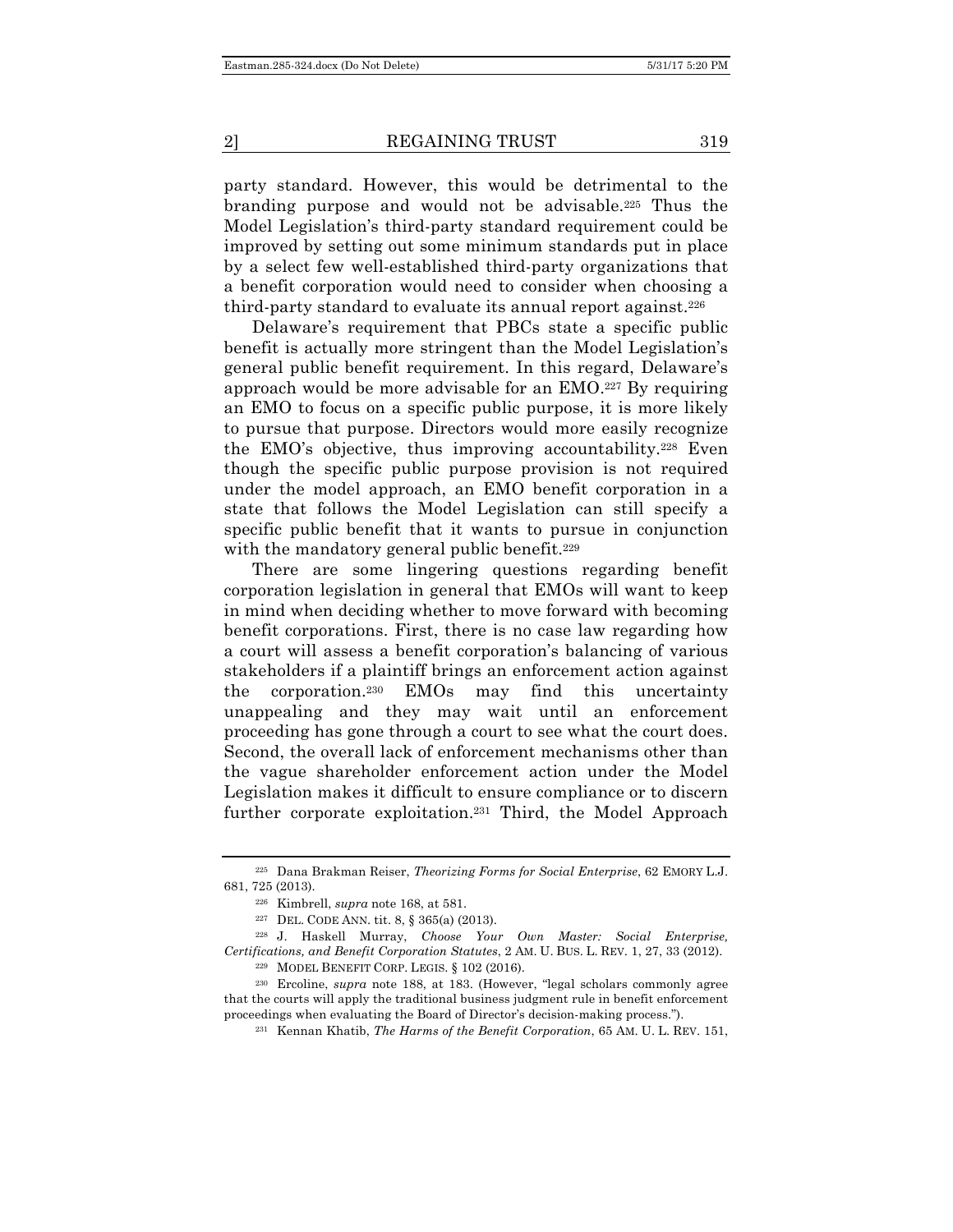party standard. However, this would be detrimental to the branding purpose and would not be advisable.[225] Thus the Model Legislation's third-party standard requirement could be improved by setting out some minimum standards put in place by a select few well-established third-party organizations that a benefit corporation would need to consider when choosing a third-party standard to evaluate its annual report against.[226]

Delaware's requirement that PBCs state a specific public benefit is actually more stringent than the Model Legislation's general public benefit requirement. In this regard, Delaware's approach would be more advisable for an EMO.[227] By requiring an EMO to focus on a specific public purpose, it is more likely to pursue that purpose. Directors would more easily recognize the EMO's objective, thus improving accountability.[228] Even though the specific public purpose provision is not required under the model approach, an EMO benefit corporation in a state that follows the Model Legislation can still specify a specific public benefit that it wants to pursue in conjunction with the mandatory general public benefit.[229]

There are some lingering questions regarding benefit corporation legislation in general that EMOs will want to keep in mind when deciding whether to move forward with becoming benefit corporations. First, there is no case law regarding how a court will assess a benefit corporation's balancing of various stakeholders if a plaintiff brings an enforcement action against the corporation.[230] EMOs may find this uncertainty unappealing and they may wait until an enforcement proceeding has gone through a court to see what the court does. Second, the overall lack of enforcement mechanisms other than the vague shareholder enforcement action under the Model Legislation makes it difficult to ensure compliance or to discern further corporate exploitation.[231] Third, the Model Approach

---

[225] Dana Brakman Reiser, *Theorizing Forms for Social Enterprise*, 62 EMORY L.J. 681, 725 (2013).

[226] Kimbrell, *supra* note 168, at 581.

[227] DEL. CODE ANN. tit. 8, § 365(a) (2013).

[228] J. Haskell Murray, *Choose Your Own Master: Social Enterprise, Certifications, and Benefit Corporation Statutes*, 2 AM. U. BUS. L. REV. 1, 27, 33 (2012).

[229] MODEL BENEFIT CORP. LEGIS. § 102 (2016).

[230] Ercoline, *supra* note 188, at 183. (However, "legal scholars commonly agree that the courts will apply the traditional business judgment rule in benefit enforcement proceedings when evaluating the Board of Director's decision-making process.").

[231] Kennan Khatib, *The Harms of the Benefit Corporation*, 65 AM. U. L. REV. 151,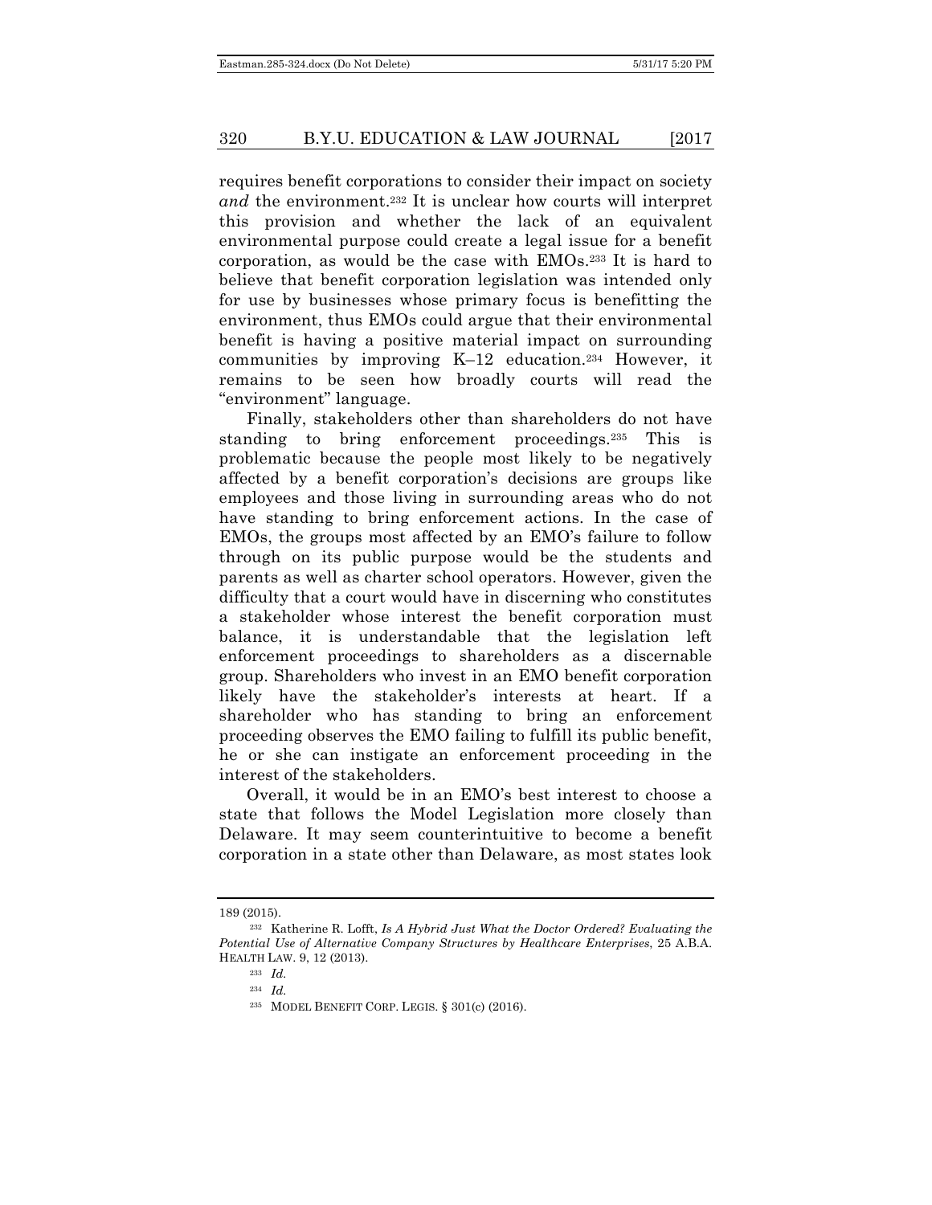requires benefit corporations to consider their impact on society *and* the environment.[232] It is unclear how courts will interpret this provision and whether the lack of an equivalent environmental purpose could create a legal issue for a benefit corporation, as would be the case with EMOs.[233] It is hard to believe that benefit corporation legislation was intended only for use by businesses whose primary focus is benefitting the environment, thus EMOs could argue that their environmental benefit is having a positive material impact on surrounding communities by improving K–12 education.[234] However, it remains to be seen how broadly courts will read the "environment" language.

Finally, stakeholders other than shareholders do not have standing to bring enforcement proceedings.[235] This is problematic because the people most likely to be negatively affected by a benefit corporation's decisions are groups like employees and those living in surrounding areas who do not have standing to bring enforcement actions. In the case of EMOs, the groups most affected by an EMO's failure to follow through on its public purpose would be the students and parents as well as charter school operators. However, given the difficulty that a court would have in discerning who constitutes a stakeholder whose interest the benefit corporation must balance, it is understandable that the legislation left enforcement proceedings to shareholders as a discernable group. Shareholders who invest in an EMO benefit corporation likely have the stakeholder's interests at heart. If a shareholder who has standing to bring an enforcement proceeding observes the EMO failing to fulfill its public benefit, he or she can instigate an enforcement proceeding in the interest of the stakeholders.

Overall, it would be in an EMO's best interest to choose a state that follows the Model Legislation more closely than Delaware. It may seem counterintuitive to become a benefit corporation in a state other than Delaware, as most states look

---

189 (2015).

[232] Katherine R. Lofft, *Is A Hybrid Just What the Doctor Ordered? Evaluating the Potential Use of Alternative Company Structures by Healthcare Enterprises*, 25 A.B.A. HEALTH LAW. 9, 12 (2013).

[233] *Id.*

[234] *Id.*

[235] MODEL BENEFIT CORP. LEGIS. § 301(c) (2016).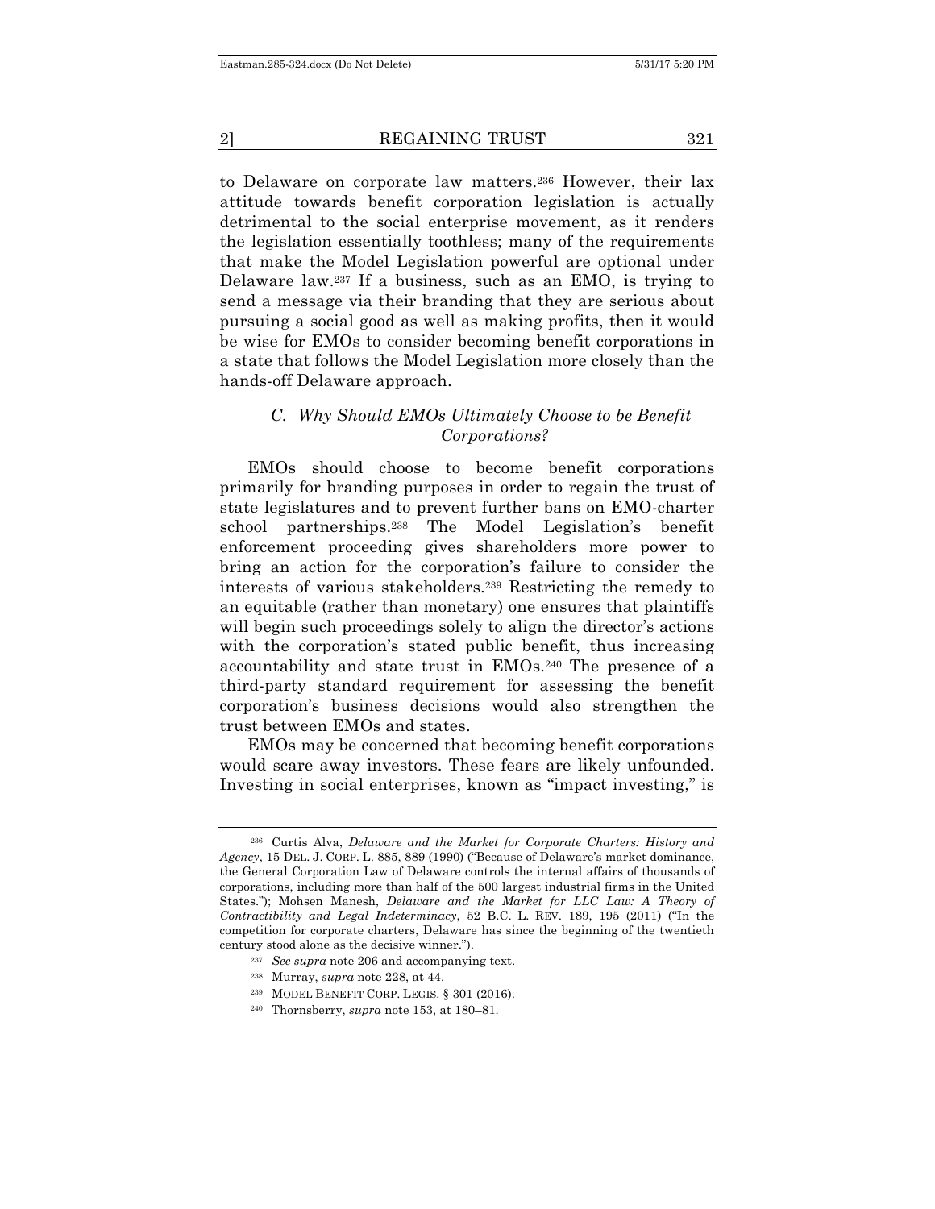to Delaware on corporate law matters.[236] However, their lax attitude towards benefit corporation legislation is actually detrimental to the social enterprise movement, as it renders the legislation essentially toothless; many of the requirements that make the Model Legislation powerful are optional under Delaware law.[237] If a business, such as an EMO, is trying to send a message via their branding that they are serious about pursuing a social good as well as making profits, then it would be wise for EMOs to consider becoming benefit corporations in a state that follows the Model Legislation more closely than the hands-off Delaware approach.

### *C. Why Should EMOs Ultimately Choose to be Benefit Corporations?*

EMOs should choose to become benefit corporations primarily for branding purposes in order to regain the trust of state legislatures and to prevent further bans on EMO-charter school partnerships.[238] The Model Legislation's benefit enforcement proceeding gives shareholders more power to bring an action for the corporation's failure to consider the interests of various stakeholders.[239] Restricting the remedy to an equitable (rather than monetary) one ensures that plaintiffs will begin such proceedings solely to align the director's actions with the corporation's stated public benefit, thus increasing accountability and state trust in EMOs.[240] The presence of a third-party standard requirement for assessing the benefit corporation's business decisions would also strengthen the trust between EMOs and states.

EMOs may be concerned that becoming benefit corporations would scare away investors. These fears are likely unfounded. Investing in social enterprises, known as "impact investing," is

---

[236] Curtis Alva, *Delaware and the Market for Corporate Charters: History and Agency*, 15 DEL. J. CORP. L. 885, 889 (1990) ("Because of Delaware's market dominance, the General Corporation Law of Delaware controls the internal affairs of thousands of corporations, including more than half of the 500 largest industrial firms in the United States."); Mohsen Manesh, *Delaware and the Market for LLC Law: A Theory of Contractibility and Legal Indeterminacy*, 52 B.C. L. REV. 189, 195 (2011) ("In the competition for corporate charters, Delaware has since the beginning of the twentieth century stood alone as the decisive winner.").

[237] *See supra* note 206 and accompanying text.

[238] Murray, *supra* note 228, at 44.

[239] MODEL BENEFIT CORP. LEGIS. § 301 (2016).

[240] Thornsberry, *supra* note 153, at 180–81.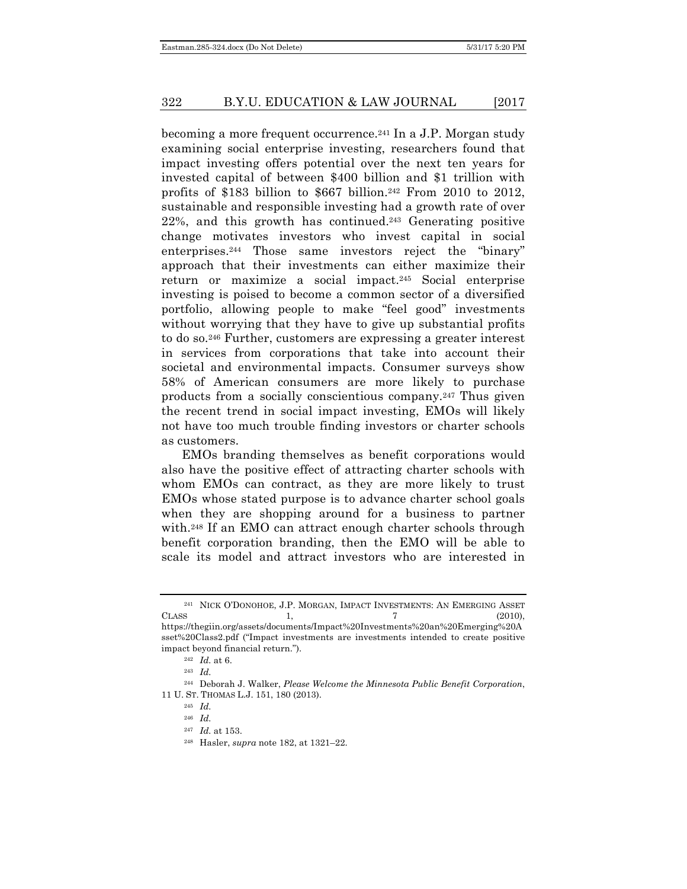becoming a more frequent occurrence.[241] In a J.P. Morgan study examining social enterprise investing, researchers found that impact investing offers potential over the next ten years for invested capital of between $400 billion and $1 trillion with profits of $183 billion to $667 billion.[242] From 2010 to 2012, sustainable and responsible investing had a growth rate of over 22%, and this growth has continued.[243] Generating positive change motivates investors who invest capital in social enterprises.[244] Those same investors reject the "binary" approach that their investments can either maximize their return or maximize a social impact.[245] Social enterprise investing is poised to become a common sector of a diversified portfolio, allowing people to make "feel good" investments without worrying that they have to give up substantial profits to do so.[246] Further, customers are expressing a greater interest in services from corporations that take into account their societal and environmental impacts. Consumer surveys show 58% of American consumers are more likely to purchase products from a socially conscientious company.[247] Thus given the recent trend in social impact investing, EMOs will likely not have too much trouble finding investors or charter schools as customers.

EMOs branding themselves as benefit corporations would also have the positive effect of attracting charter schools with whom EMOs can contract, as they are more likely to trust EMOs whose stated purpose is to advance charter school goals when they are shopping around for a business to partner with.[248] If an EMO can attract enough charter schools through benefit corporation branding, then the EMO will be able to scale its model and attract investors who are interested in

---

[241] NICK O'DONOHOE, J.P. MORGAN, IMPACT INVESTMENTS: AN EMERGING ASSET CLASS 1, 7 (2010), https://thegiin.org/assets/documents/Impact%20Investments%20an%20Emerging%20Asset%20Class2.pdf ("Impact investments are investments intended to create positive impact beyond financial return.").

[242] *Id.* at 6.

[243] *Id.*

[244] Deborah J. Walker, *Please Welcome the Minnesota Public Benefit Corporation*, 11 U. ST. THOMAS L.J. 151, 180 (2013).

[245] *Id.*

[246] *Id.*

[247] *Id.* at 153.

[248] Hasler, *supra* note 182, at 1321–22.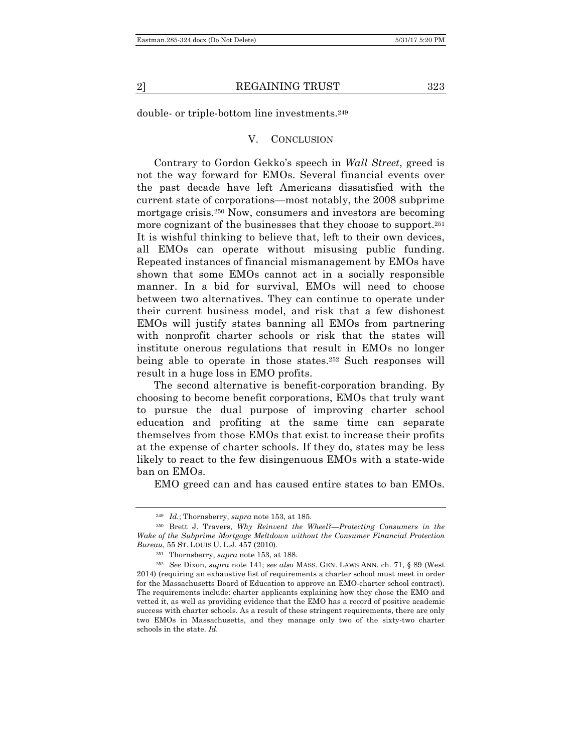double- or triple-bottom line investments.[249]

## V. CONCLUSION

Contrary to Gordon Gekko's speech in *Wall Street*, greed is not the way forward for EMOs. Several financial events over the past decade have left Americans dissatisfied with the current state of corporations—most notably, the 2008 subprime mortgage crisis.[250] Now, consumers and investors are becoming more cognizant of the businesses that they choose to support.[251] It is wishful thinking to believe that, left to their own devices, all EMOs can operate without misusing public funding. Repeated instances of financial mismanagement by EMOs have shown that some EMOs cannot act in a socially responsible manner. In a bid for survival, EMOs will need to choose between two alternatives. They can continue to operate under their current business model, and risk that a few dishonest EMOs will justify states banning all EMOs from partnering with nonprofit charter schools or risk that the states will institute onerous regulations that result in EMOs no longer being able to operate in those states.[252] Such responses will result in a huge loss in EMO profits.

The second alternative is benefit-corporation branding. By choosing to become benefit corporations, EMOs that truly want to pursue the dual purpose of improving charter school education and profiting at the same time can separate themselves from those EMOs that exist to increase their profits at the expense of charter schools. If they do, states may be less likely to react to the few disingenuous EMOs with a state-wide ban on EMOs.

EMO greed can and has caused entire states to ban EMOs.

---

[249] *Id.*; Thornsberry, *supra* note 153, at 185.

[250] Brett J. Travers, *Why Reinvent the Wheel?—Protecting Consumers in the Wake of the Subprime Mortgage Meltdown without the Consumer Financial Protection Bureau*, 55 ST. LOUIS U. L.J. 457 (2010).

[251] Thornsberry, *supra* note 153, at 188.

[252] *See* Dixon, *supra* note 141; *see also* MASS. GEN. LAWS ANN. ch. 71, § 89 (West 2014) (requiring an exhaustive list of requirements a charter school must meet in order for the Massachusetts Board of Education to approve an EMO-charter school contract). The requirements include: charter applicants explaining how they chose the EMO and vetted it, as well as providing evidence that the EMO has a record of positive academic success with charter schools. As a result of these stringent requirements, there are only two EMOs in Massachusetts, and they manage only two of the sixty-two charter schools in the state. *Id.*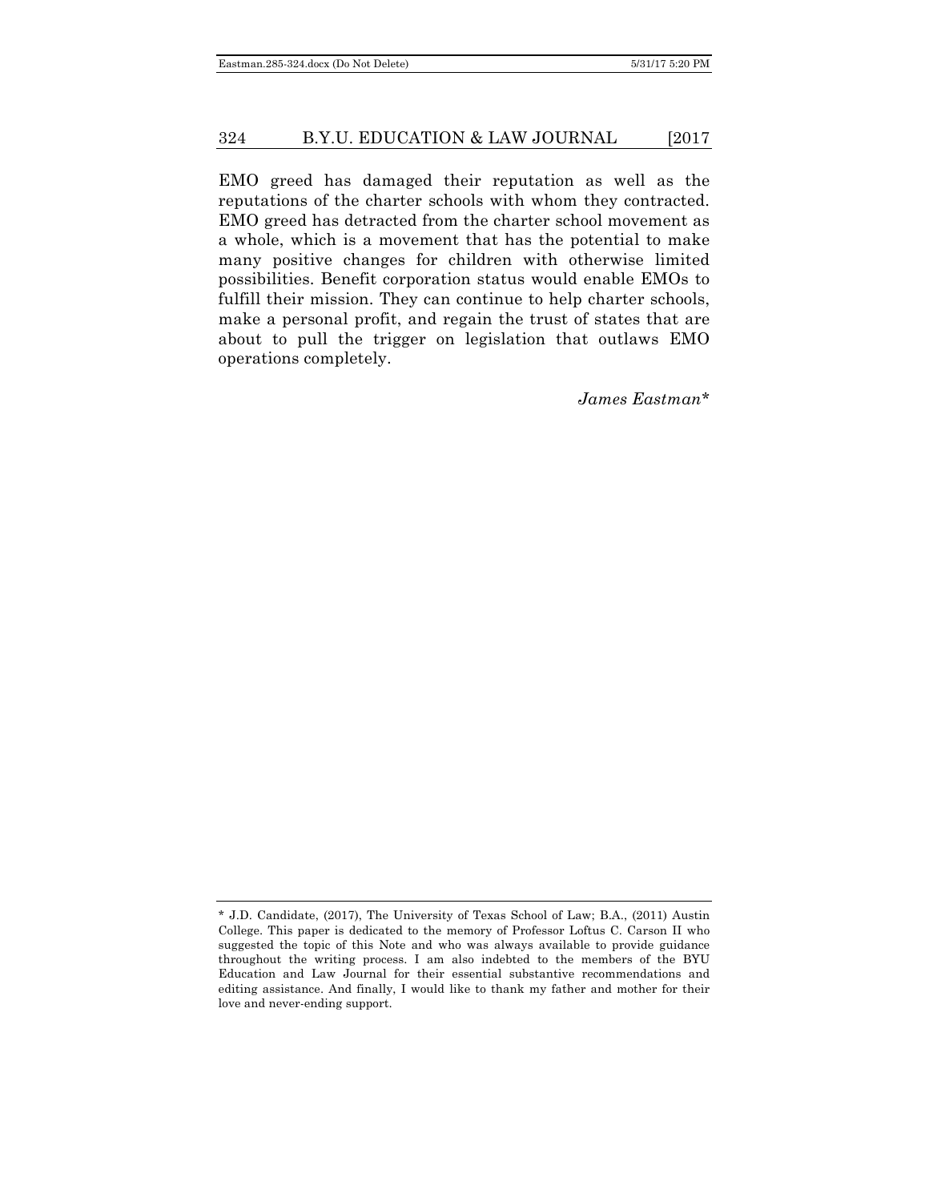EMO greed has damaged their reputation as well as the reputations of the charter schools with whom they contracted. EMO greed has detracted from the charter school movement as a whole, which is a movement that has the potential to make many positive changes for children with otherwise limited possibilities. Benefit corporation status would enable EMOs to fulfill their mission. They can continue to help charter schools, make a personal profit, and regain the trust of states that are about to pull the trigger on legislation that outlaws EMO operations completely.

*James Eastman\**

---

\* J.D. Candidate, (2017), The University of Texas School of Law; B.A., (2011) Austin College. This paper is dedicated to the memory of Professor Loftus C. Carson II who suggested the topic of this Note and who was always available to provide guidance throughout the writing process. I am also indebted to the members of the BYU Education and Law Journal for their essential substantive recommendations and editing assistance. And finally, I would like to thank my father and mother for their love and never-ending support.